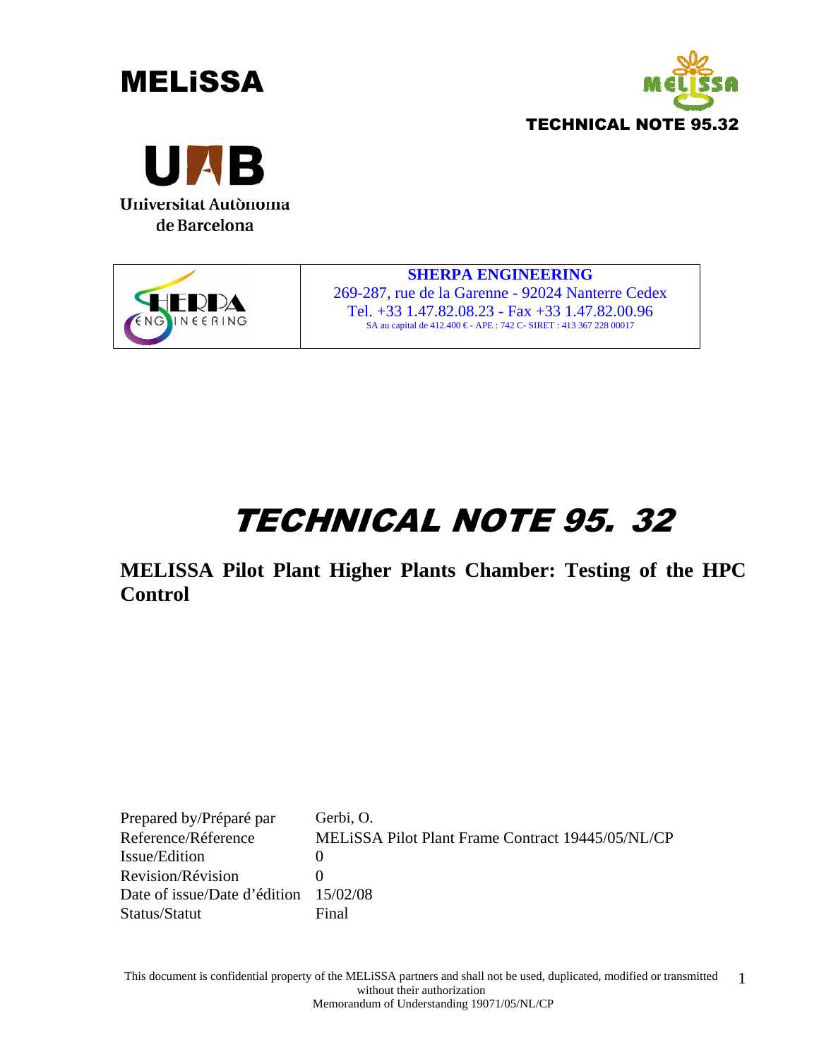# MELiSSA

**TECHNICAL NOTE 95.32**

Universitat Autònoma de Barcelona

| | **SHERPA ENGINEERING**<br>269-287, rue de la Garenne - 92024 Nanterre Cedex<br>Tel. +33 1.47.82.08.23 - Fax +33 1.47.82.00.96<br>SA au capital de 412.400 € - APE : 742 C- SIRET : 413 367 228 00017 |
|---|---|

# TECHNICAL NOTE 95. 32

## MELISSA Pilot Plant Higher Plants Chamber: Testing of the HPC Control

| | |
|---|---|
| Prepared by/Préparé par | Gerbi, O. |
| Reference/Réference | MELiSSA Pilot Plant Frame Contract 19445/05/NL/CP |
| Issue/Edition | 0 |
| Revision/Révision | 0 |
| Date of issue/Date d'édition | 15/02/08 |
| Status/Statut | Final |

This document is confidential property of the MELiSSA partners and shall not be used, duplicated, modified or transmitted without their authorization
Memorandum of Understanding 19071/05/NL/CP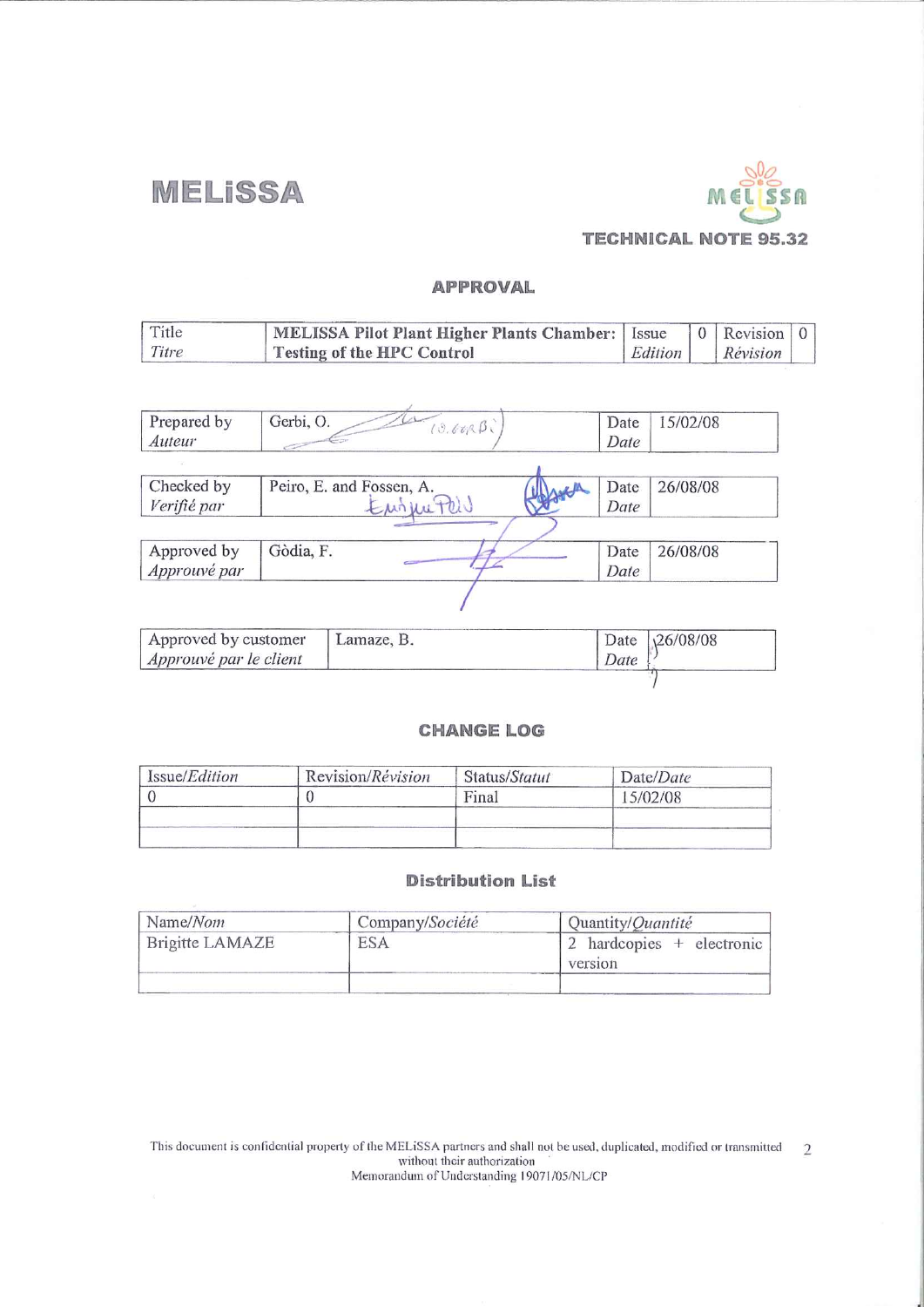MELiSSA

TECHNICAL NOTE 95.32

## APPROVAL

| Title *Titre* | MELISSA Pilot Plant Higher Plants Chamber: Testing of the HPC Control | Issue *Edition* | 0 | Revision *Révision* | 0 |
|---|---|---|---|---|---|

| Prepared by *Auteur* | Gerbi, O. | Date *Date* | 15/02/08 |
|---|---|---|---|

| Checked by *Verifié par* | Peiro, E. and Fossen, A. | Date *Date* | 26/08/08 |
|---|---|---|---|

| Approved by *Approuvé par* | Gòdia, F. | Date *Date* | 26/08/08 |
|---|---|---|---|

| Approved by customer *Approuvé par le client* | Lamaze, B. | Date *Date* | 26/08/08 |
|---|---|---|---|

## CHANGE LOG

| Issue/*Edition* | Revision/*Révision* | Status/*Statut* | Date/*Date* |
|---|---|---|---|
| 0 | 0 | Final | 15/02/08 |
| | | | |
| | | | |

## Distribution List

| Name/*Nom* | Company/*Société* | Quantity/*Quantité* |
|---|---|---|
| Brigitte LAMAZE | ESA | 2 hardcopies + electronic version |
| | | |

This document is confidential property of the MELiSSA partners and shall not be used, duplicated, modified or transmitted without their authorization
Memorandum of Understanding 19071/05/NL/CP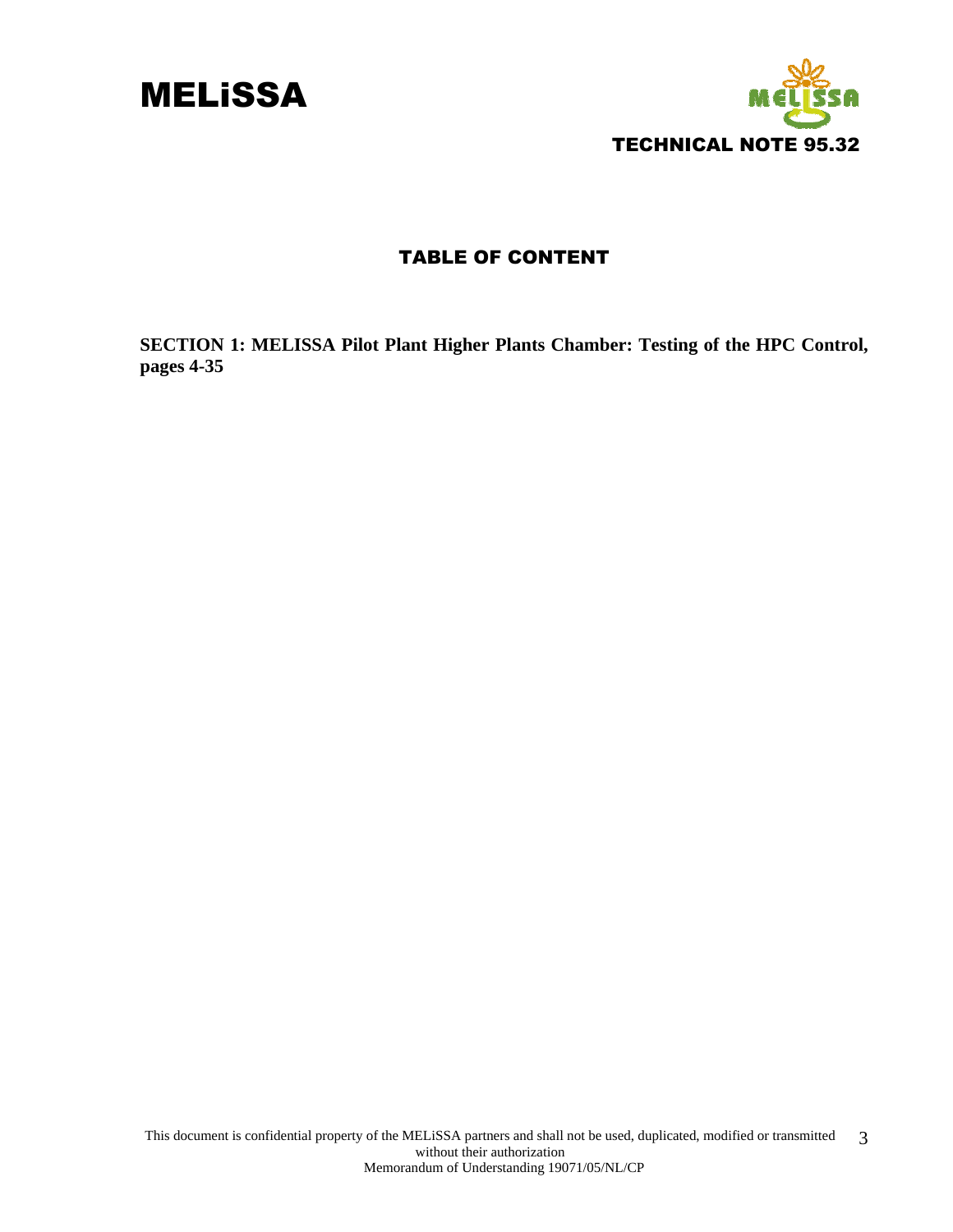# TABLE OF CONTENT

**SECTION 1: MELISSA Pilot Plant Higher Plants Chamber: Testing of the HPC Control, pages 4-35**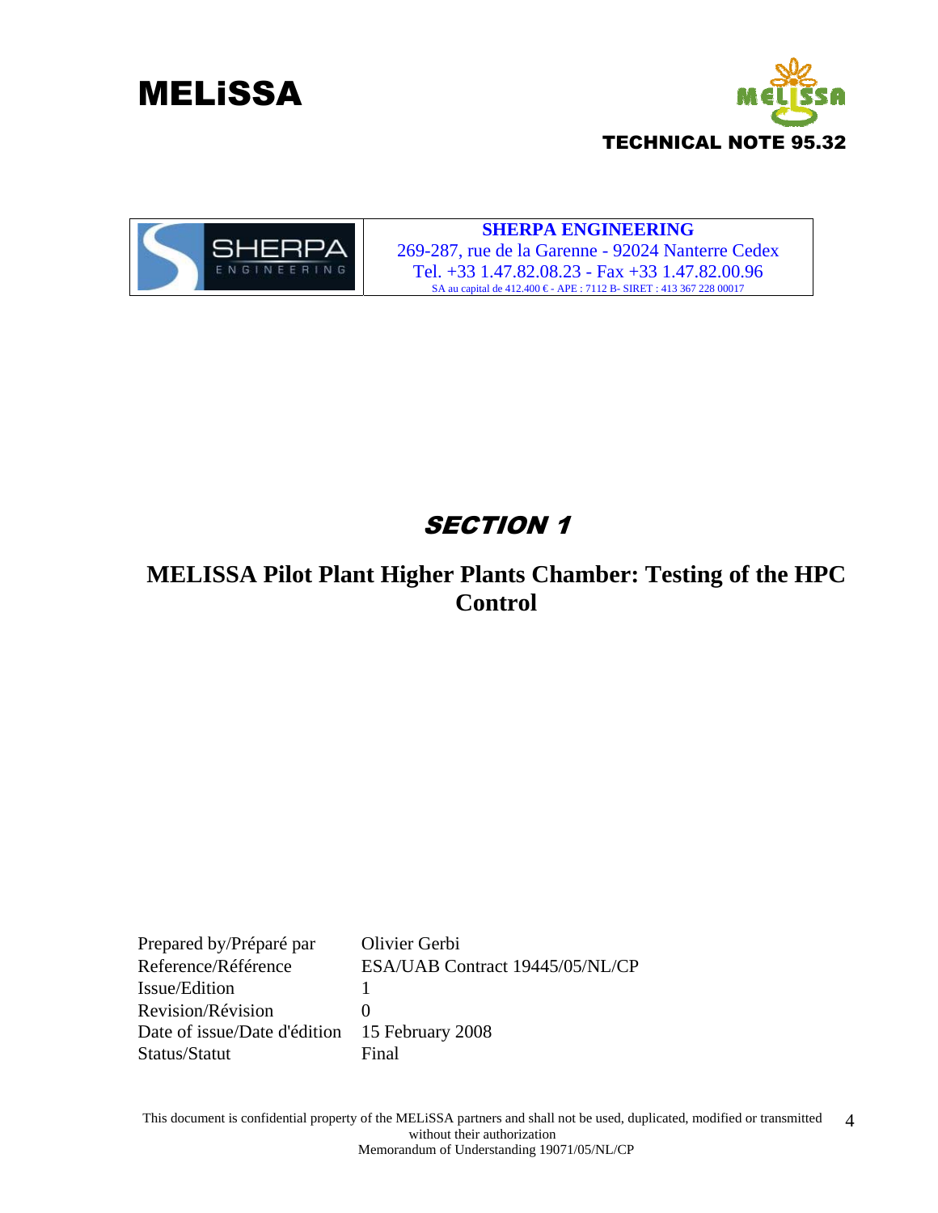# MELiSSA

**TECHNICAL NOTE 95.32**

| | |
|---|---|
| SHERPA ENGINEERING | **SHERPA ENGINEERING**<br>269-287, rue de la Garenne - 92024 Nanterre Cedex<br>Tel. +33 1.47.82.08.23 - Fax +33 1.47.82.00.96<br>SA au capital de 412.400 € - APE : 7112 B- SIRET : 413 367 228 00017 |

## *SECTION 1*

## MELISSA Pilot Plant Higher Plants Chamber: Testing of the HPC Control

| | |
|---|---|
| Prepared by/Préparé par | Olivier Gerbi |
| Reference/Référence | ESA/UAB Contract 19445/05/NL/CP |
| Issue/Edition | 1 |
| Revision/Révision | 0 |
| Date of issue/Date d'édition | 15 February 2008 |
| Status/Statut | Final |

This document is confidential property of the MELiSSA partners and shall not be used, duplicated, modified or transmitted without their authorization
Memorandum of Understanding 19071/05/NL/CP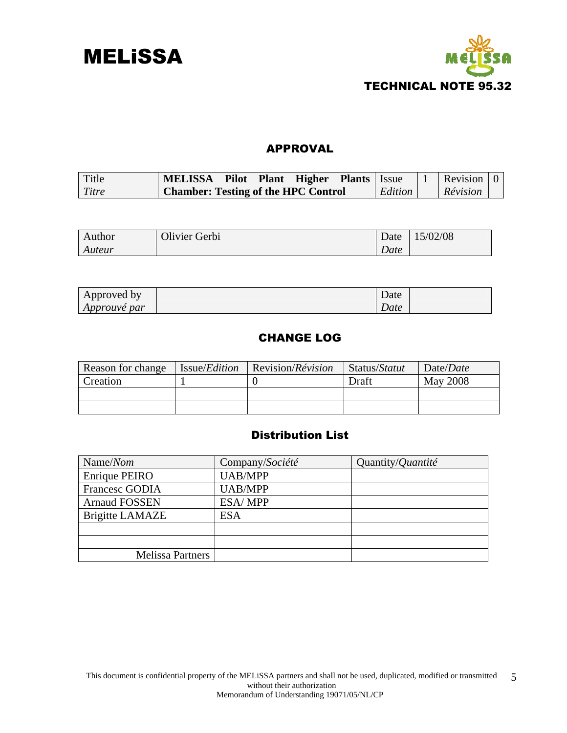# MELiSSA

**TECHNICAL NOTE 95.32**

## APPROVAL

| Title<br>*Titre* | **MELISSA Pilot Plant Higher Plants Chamber: Testing of the HPC Control** | Issue<br>*Edition* | 1 | Revision<br>*Révision* | 0 |
|---|---|---|---|---|---|

| Author<br>*Auteur* | Olivier Gerbi | Date<br>*Date* | 15/02/08 |
|---|---|---|---|

| Approved by<br>*Approuvé par* | | Date<br>*Date* | |
|---|---|---|---|

## CHANGE LOG

| Reason for change | Issue/*Edition* | Revision/*Révision* | Status/*Statut* | Date/*Date* |
|---|---|---|---|---|
| Creation | 1 | 0 | Draft | May 2008 |
| | | | | |
| | | | | |

## Distribution List

| Name/*Nom* | Company/*Société* | Quantity/*Quantité* |
|---|---|---|
| Enrique PEIRO | UAB/MPP | |
| Francesc GODIA | UAB/MPP | |
| Arnaud FOSSEN | ESA/ MPP | |
| Brigitte LAMAZE | ESA | |
| | | |
| | | |
| Melissa Partners | | |

This document is confidential property of the MELiSSA partners and shall not be used, duplicated, modified or transmitted without their authorization
Memorandum of Understanding 19071/05/NL/CP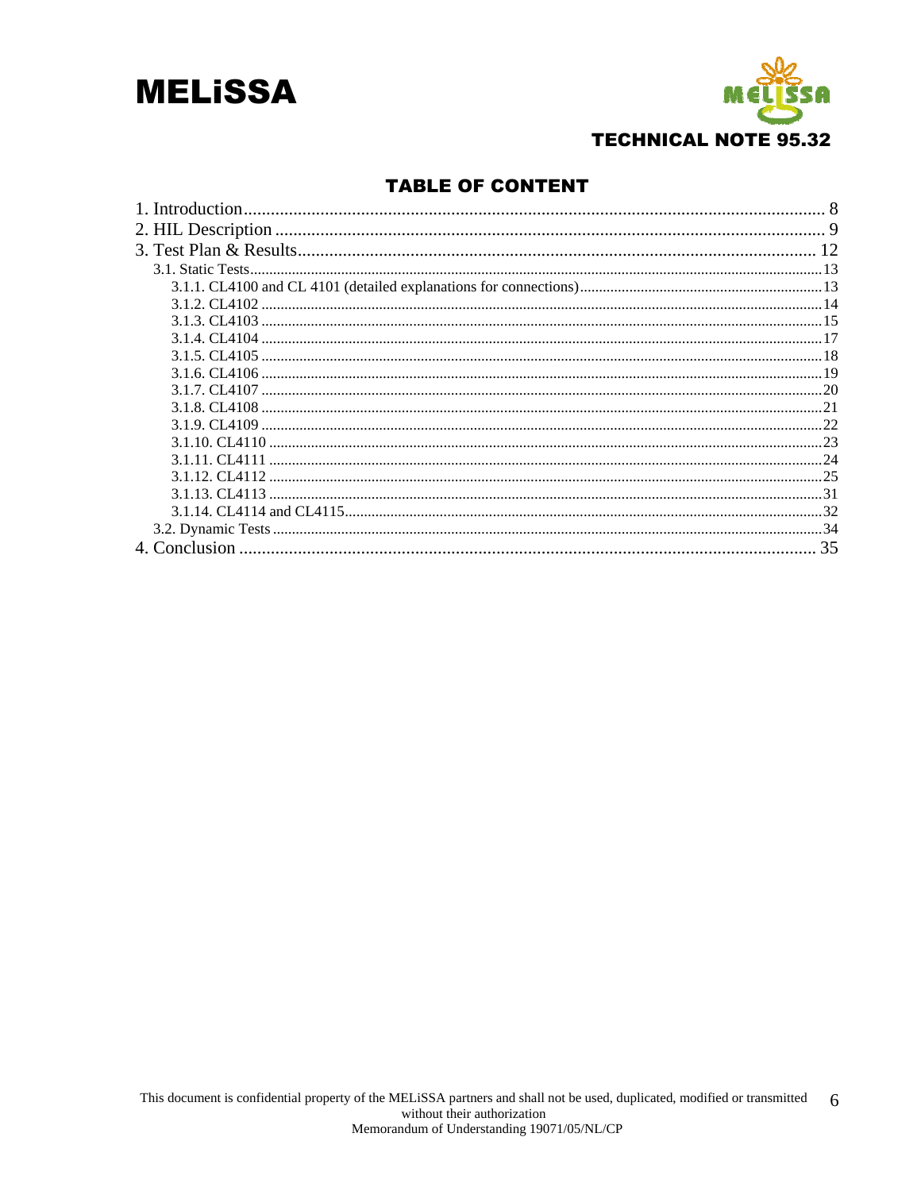## TABLE OF CONTENT

1. Introduction ........................................................................................................................ 8
2. HIL Description .................................................................................................................. 9
3. Test Plan & Results ........................................................................................................... 12
   - 3.1. Static Tests ................................................................................................................ 13
     - 3.1.1. CL4100 and CL 4101 (detailed explanations for connections) ............................. 13
     - 3.1.2. CL4102 .................................................................................................................. 14
     - 3.1.3. CL4103 .................................................................................................................. 15
     - 3.1.4. CL4104 .................................................................................................................. 17
     - 3.1.5. CL4105 .................................................................................................................. 18
     - 3.1.6. CL4106 .................................................................................................................. 19
     - 3.1.7. CL4107 .................................................................................................................. 20
     - 3.1.8. CL4108 .................................................................................................................. 21
     - 3.1.9. CL4109 .................................................................................................................. 22
     - 3.1.10. CL4110 ................................................................................................................ 23
     - 3.1.11. CL4111 ................................................................................................................ 24
     - 3.1.12. CL4112 ................................................................................................................ 25
     - 3.1.13. CL4113 ................................................................................................................ 31
     - 3.1.14. CL4114 and CL4115 ............................................................................................ 32
   - 3.2. Dynamic Tests ............................................................................................................ 34
4. Conclusion ......................................................................................................................... 35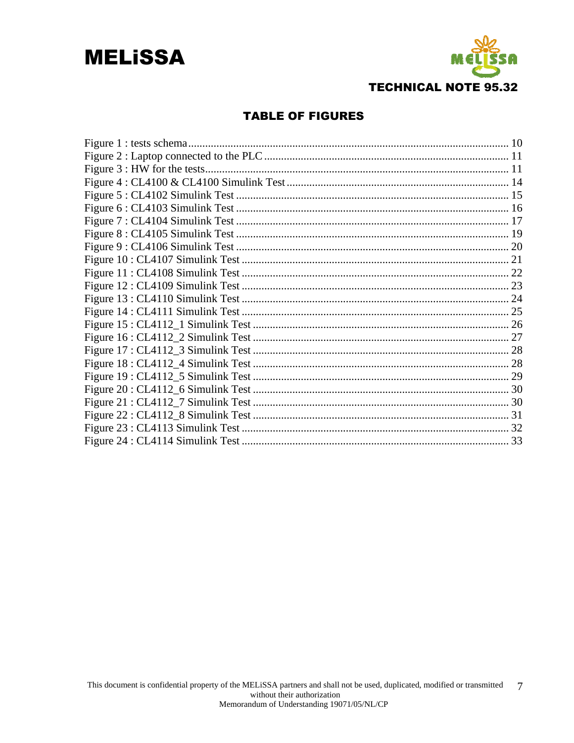## TABLE OF FIGURES

Figure 1 : tests schema ..... 10
Figure 2 : Laptop connected to the PLC ..... 11
Figure 3 : HW for the tests ..... 11
Figure 4 : CL4100 & CL4100 Simulink Test ..... 14
Figure 5 : CL4102 Simulink Test ..... 15
Figure 6 : CL4103 Simulink Test ..... 16
Figure 7 : CL4104 Simulink Test ..... 17
Figure 8 : CL4105 Simulink Test ..... 19
Figure 9 : CL4106 Simulink Test ..... 20
Figure 10 : CL4107 Simulink Test ..... 21
Figure 11 : CL4108 Simulink Test ..... 22
Figure 12 : CL4109 Simulink Test ..... 23
Figure 13 : CL4110 Simulink Test ..... 24
Figure 14 : CL4111 Simulink Test ..... 25
Figure 15 : CL4112_1 Simulink Test ..... 26
Figure 16 : CL4112_2 Simulink Test ..... 27
Figure 17 : CL4112_3 Simulink Test ..... 28
Figure 18 : CL4112_4 Simulink Test ..... 28
Figure 19 : CL4112_5 Simulink Test ..... 29
Figure 20 : CL4112_6 Simulink Test ..... 30
Figure 21 : CL4112_7 Simulink Test ..... 30
Figure 22 : CL4112_8 Simulink Test ..... 31
Figure 23 : CL4113 Simulink Test ..... 32
Figure 24 : CL4114 Simulink Test ..... 33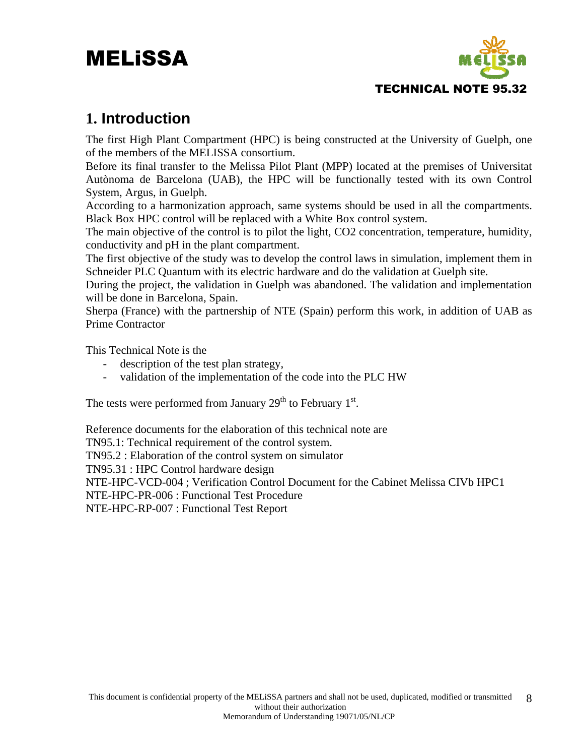## 1. Introduction

The first High Plant Compartment (HPC) is being constructed at the University of Guelph, one of the members of the MELISSA consortium.
Before its final transfer to the Melissa Pilot Plant (MPP) located at the premises of Universitat Autònoma de Barcelona (UAB), the HPC will be functionally tested with its own Control System, Argus, in Guelph.
According to a harmonization approach, same systems should be used in all the compartments. Black Box HPC control will be replaced with a White Box control system.
The main objective of the control is to pilot the light, CO2 concentration, temperature, humidity, conductivity and pH in the plant compartment.
The first objective of the study was to develop the control laws in simulation, implement them in Schneider PLC Quantum with its electric hardware and do the validation at Guelph site.
During the project, the validation in Guelph was abandoned. The validation and implementation will be done in Barcelona, Spain.
Sherpa (France) with the partnership of NTE (Spain) perform this work, in addition of UAB as Prime Contractor

This Technical Note is the

- description of the test plan strategy,
- validation of the implementation of the code into the PLC HW

The tests were performed from January 29th to February 1st.

Reference documents for the elaboration of this technical note are
TN95.1: Technical requirement of the control system.
TN95.2 : Elaboration of the control system on simulator
TN95.31 : HPC Control hardware design
NTE-HPC-VCD-004 ; Verification Control Document for the Cabinet Melissa CIVb HPC1
NTE-HPC-PR-006 : Functional Test Procedure
NTE-HPC-RP-007 : Functional Test Report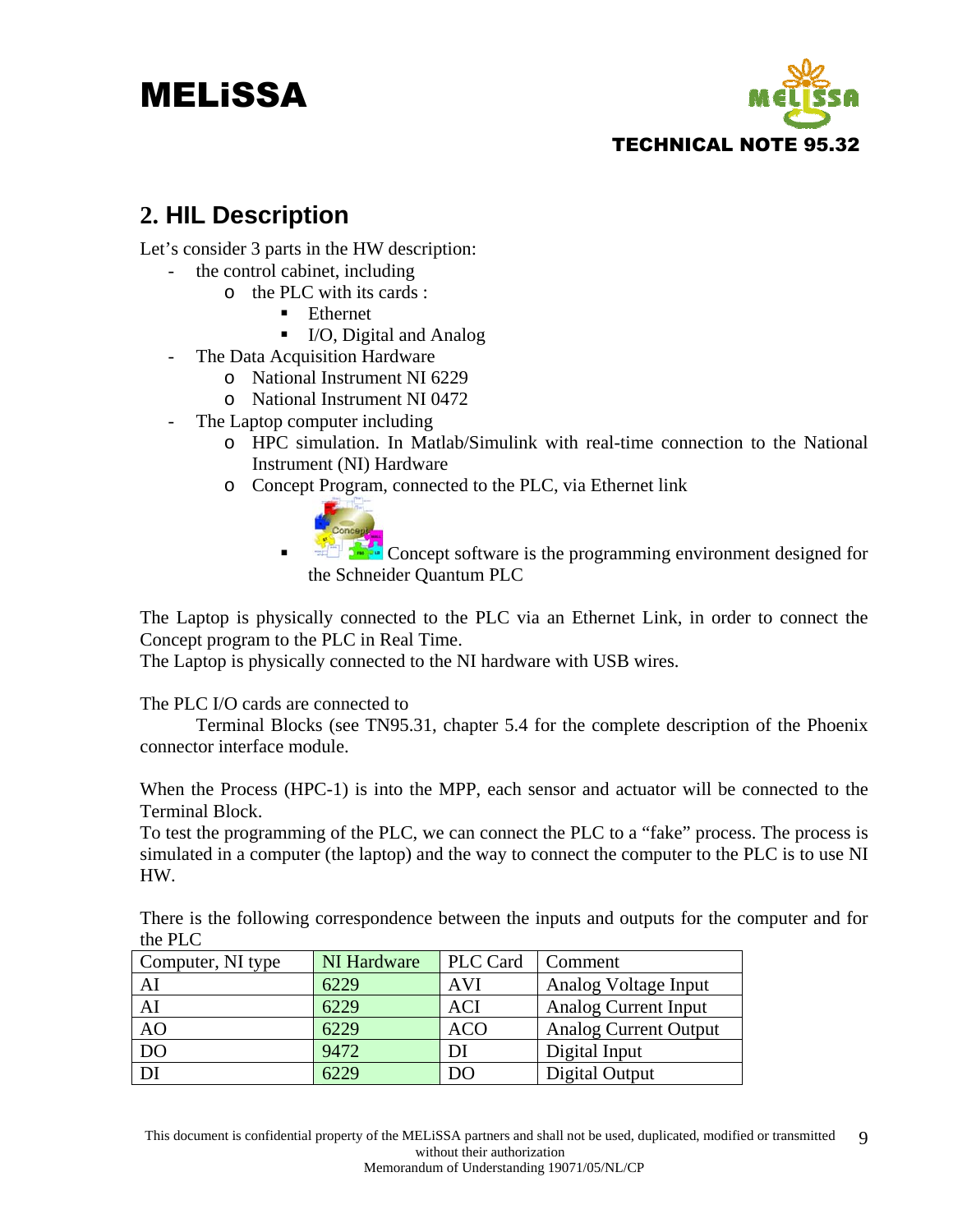## 2. HIL Description

Let's consider 3 parts in the HW description:

- the control cabinet, including
    - the PLC with its cards :
        - Ethernet
        - I/O, Digital and Analog
- The Data Acquisition Hardware
    - National Instrument NI 6229
    - National Instrument NI 0472
- The Laptop computer including
    - HPC simulation. In Matlab/Simulink with real-time connection to the National Instrument (NI) Hardware
    - Concept Program, connected to the PLC, via Ethernet link
        - Concept software is the programming environment designed for the Schneider Quantum PLC

The Laptop is physically connected to the PLC via an Ethernet Link, in order to connect the Concept program to the PLC in Real Time.
The Laptop is physically connected to the NI hardware with USB wires.

The PLC I/O cards are connected to
Terminal Blocks (see TN95.31, chapter 5.4 for the complete description of the Phoenix connector interface module.

When the Process (HPC-1) is into the MPP, each sensor and actuator will be connected to the Terminal Block.
To test the programming of the PLC, we can connect the PLC to a "fake" process. The process is simulated in a computer (the laptop) and the way to connect the computer to the PLC is to use NI HW.

There is the following correspondence between the inputs and outputs for the computer and for the PLC

| Computer, NI type | NI Hardware | PLC Card | Comment |
|---|---|---|---|
| AI | 6229 | AVI | Analog Voltage Input |
| AI | 6229 | ACI | Analog Current Input |
| AO | 6229 | ACO | Analog Current Output |
| DO | 9472 | DI | Digital Input |
| DI | 6229 | DO | Digital Output |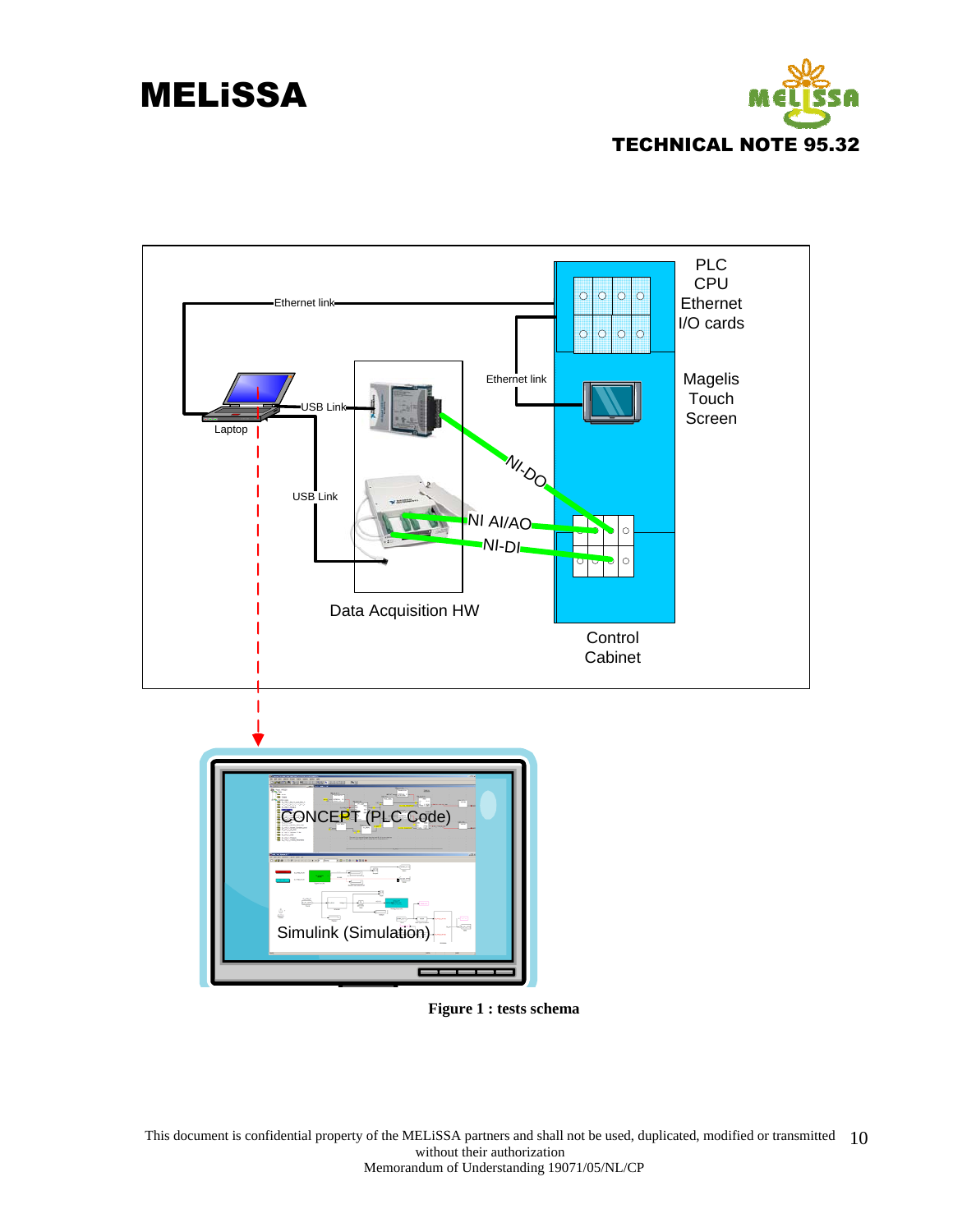Figure 1 : tests schema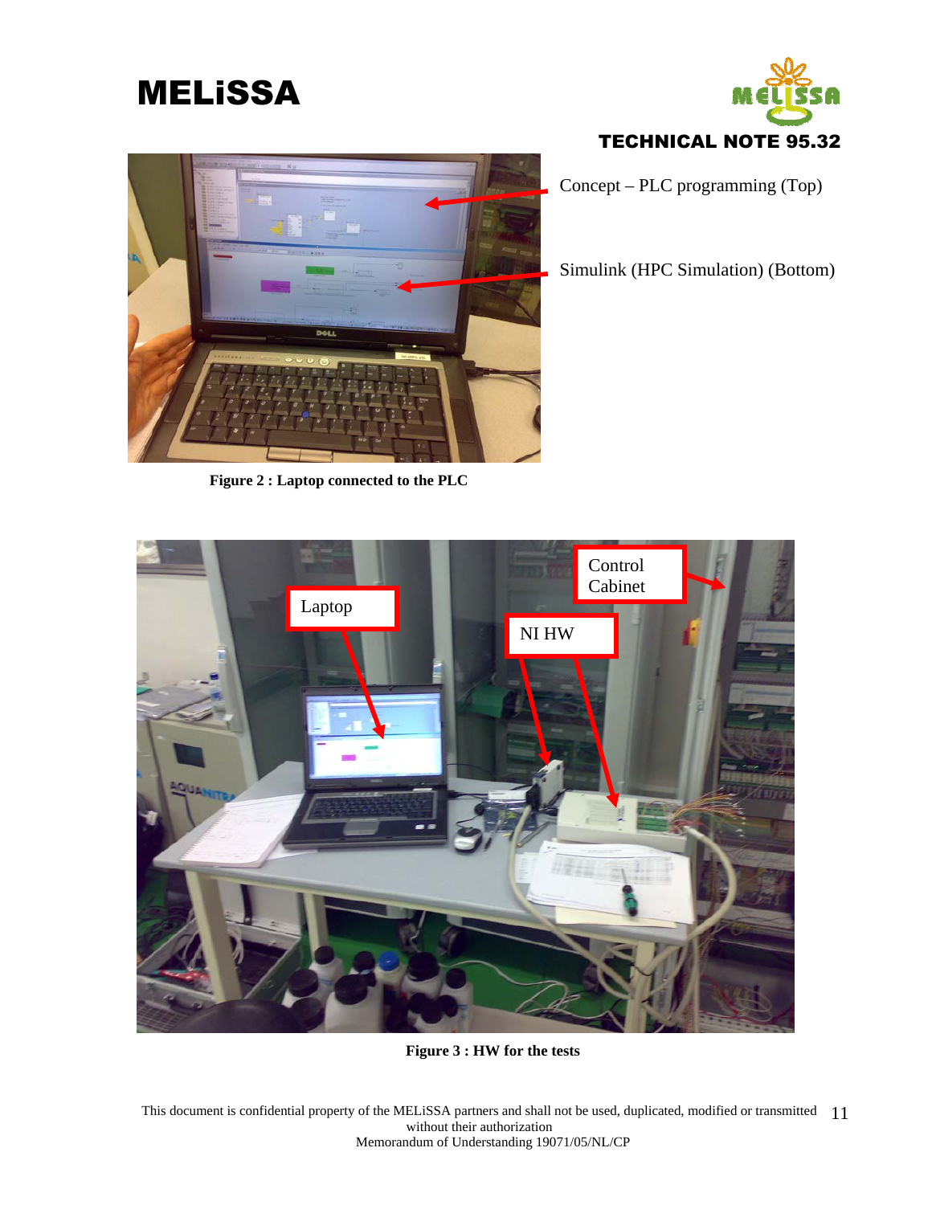Concept – PLC programming (Top)

Simulink (HPC Simulation) (Bottom)

**Figure 2 : Laptop connected to the PLC**

Control Cabinet

Laptop

NI HW

**Figure 3 : HW for the tests**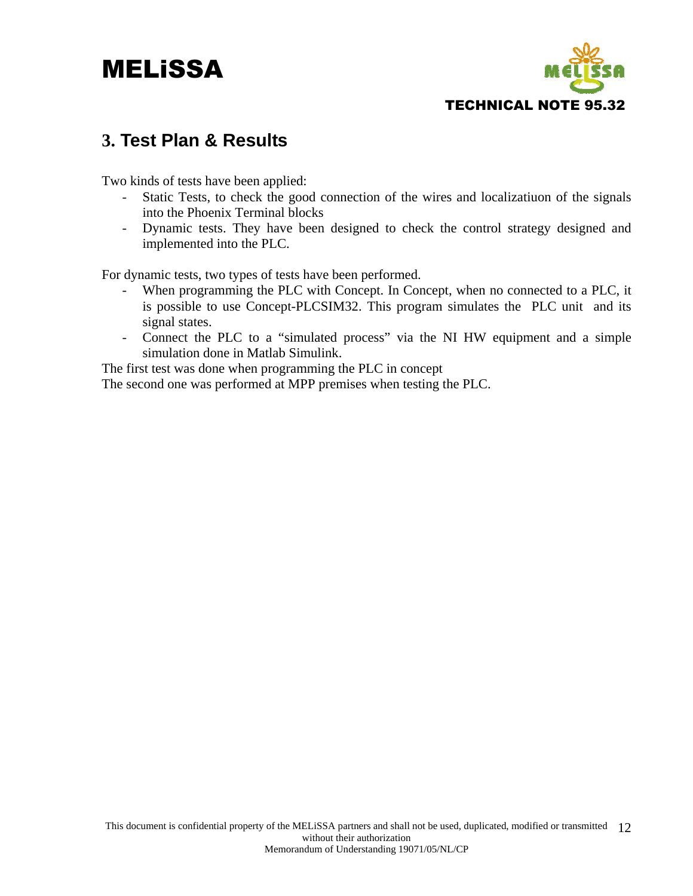## 3. Test Plan & Results

Two kinds of tests have been applied:

- Static Tests, to check the good connection of the wires and localizatiuon of the signals into the Phoenix Terminal blocks
- Dynamic tests. They have been designed to check the control strategy designed and implemented into the PLC.

For dynamic tests, two types of tests have been performed.

- When programming the PLC with Concept. In Concept, when no connected to a PLC, it is possible to use Concept-PLCSIM32. This program simulates the PLC unit and its signal states.
- Connect the PLC to a "simulated process" via the NI HW equipment and a simple simulation done in Matlab Simulink.

The first test was done when programming the PLC in concept

The second one was performed at MPP premises when testing the PLC.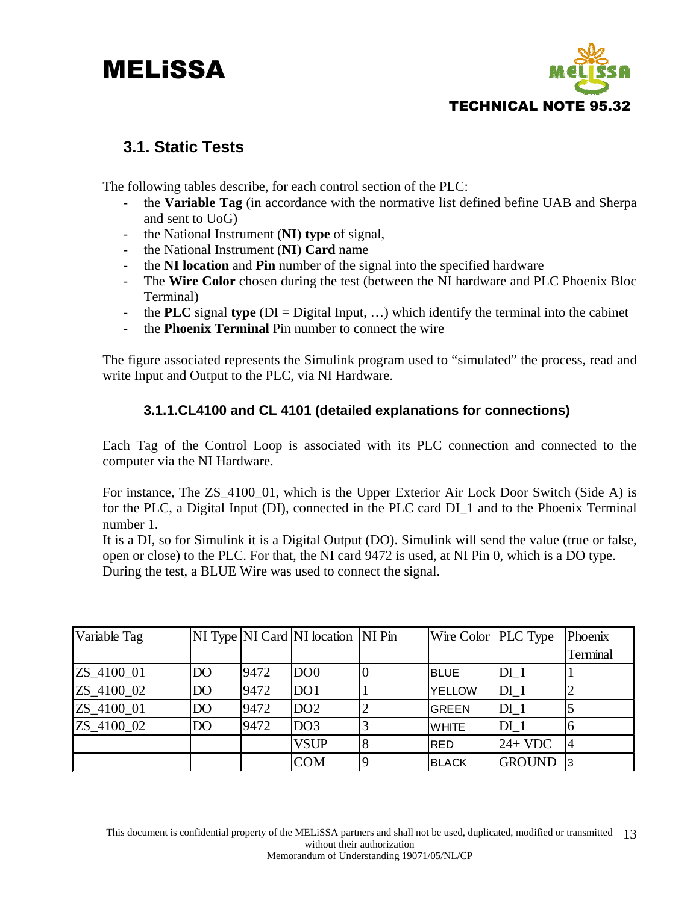## 3.1. Static Tests

The following tables describe, for each control section of the PLC:

- the **Variable Tag** (in accordance with the normative list defined befine UAB and Sherpa and sent to UoG)
- the National Instrument (**NI**) **type** of signal,
- the National Instrument (**NI**) **Card** name
- the **NI location** and **Pin** number of the signal into the specified hardware
- The **Wire Color** chosen during the test (between the NI hardware and PLC Phoenix Bloc Terminal)
- the **PLC** signal **type** (DI = Digital Input, …) which identify the terminal into the cabinet
- the **Phoenix Terminal** Pin number to connect the wire

The figure associated represents the Simulink program used to "simulated" the process, read and write Input and Output to the PLC, via NI Hardware.

### 3.1.1.CL4100 and CL 4101 (detailed explanations for connections)

Each Tag of the Control Loop is associated with its PLC connection and connected to the computer via the NI Hardware.

For instance, The ZS_4100_01, which is the Upper Exterior Air Lock Door Switch (Side A) is for the PLC, a Digital Input (DI), connected in the PLC card DI_1 and to the Phoenix Terminal number 1.
It is a DI, so for Simulink it is a Digital Output (DO). Simulink will send the value (true or false, open or close) to the PLC. For that, the NI card 9472 is used, at NI Pin 0, which is a DO type.
During the test, a BLUE Wire was used to connect the signal.

| Variable Tag | NI Type | NI Card | NI location | NI Pin | Wire Color | PLC Type | Phoenix Terminal |
|---|---|---|---|---|---|---|---|
| ZS_4100_01 | DO | 9472 | DO0 | 0 | BLUE | DI_1 | 1 |
| ZS_4100_02 | DO | 9472 | DO1 | 1 | YELLOW | DI_1 | 2 |
| ZS_4100_01 | DO | 9472 | DO2 | 2 | GREEN | DI_1 | 5 |
| ZS_4100_02 | DO | 9472 | DO3 | 3 | WHITE | DI_1 | 6 |
| | | | VSUP | 8 | RED | 24+ VDC | 4 |
| | | | COM | 9 | BLACK | GROUND | 3 |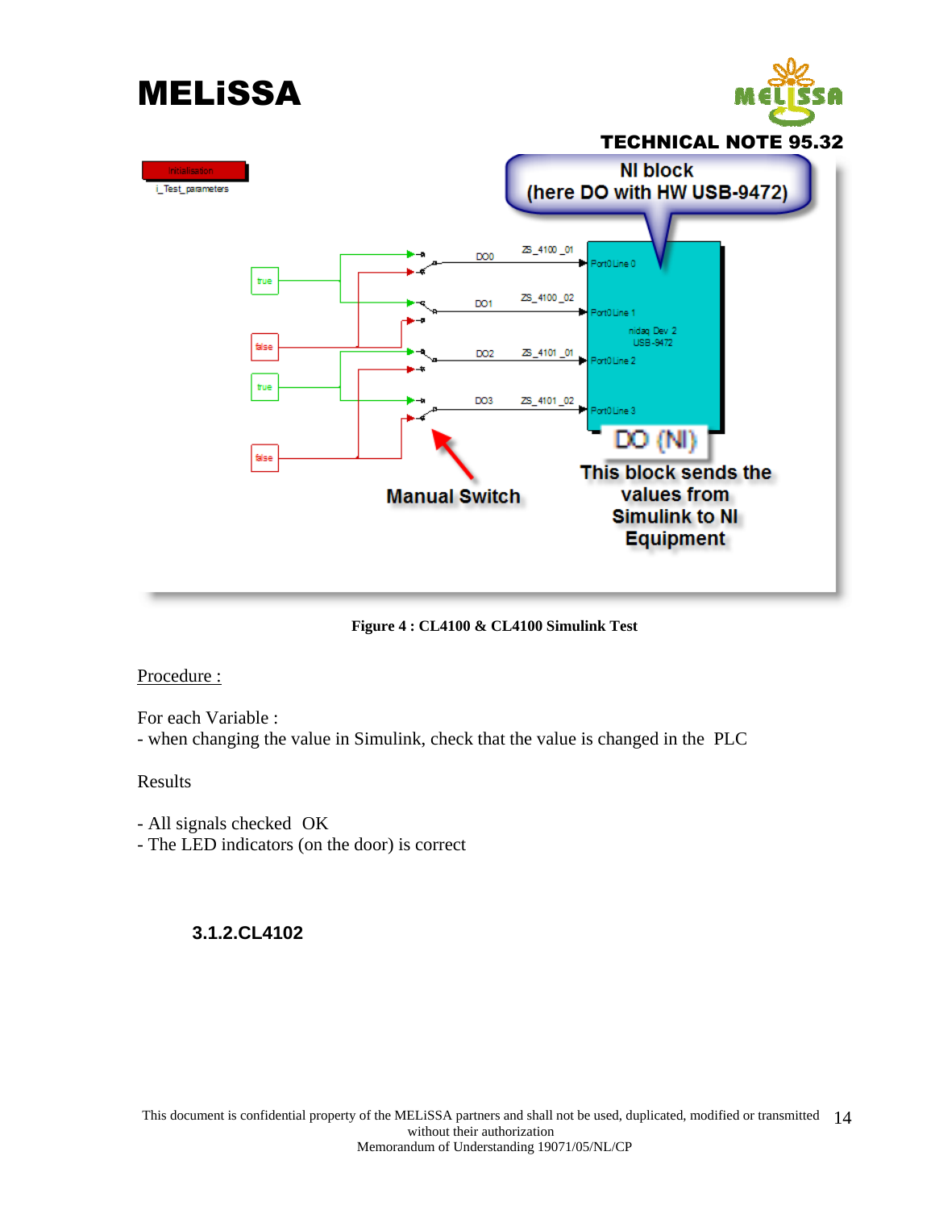Figure 4 : CL4100 & CL4100 Simulink Test

Procedure :

For each Variable :
- when changing the value in Simulink, check that the value is changed in the PLC

Results

- All signals checked OK
- The LED indicators (on the door) is correct

### 3.1.2.CL4102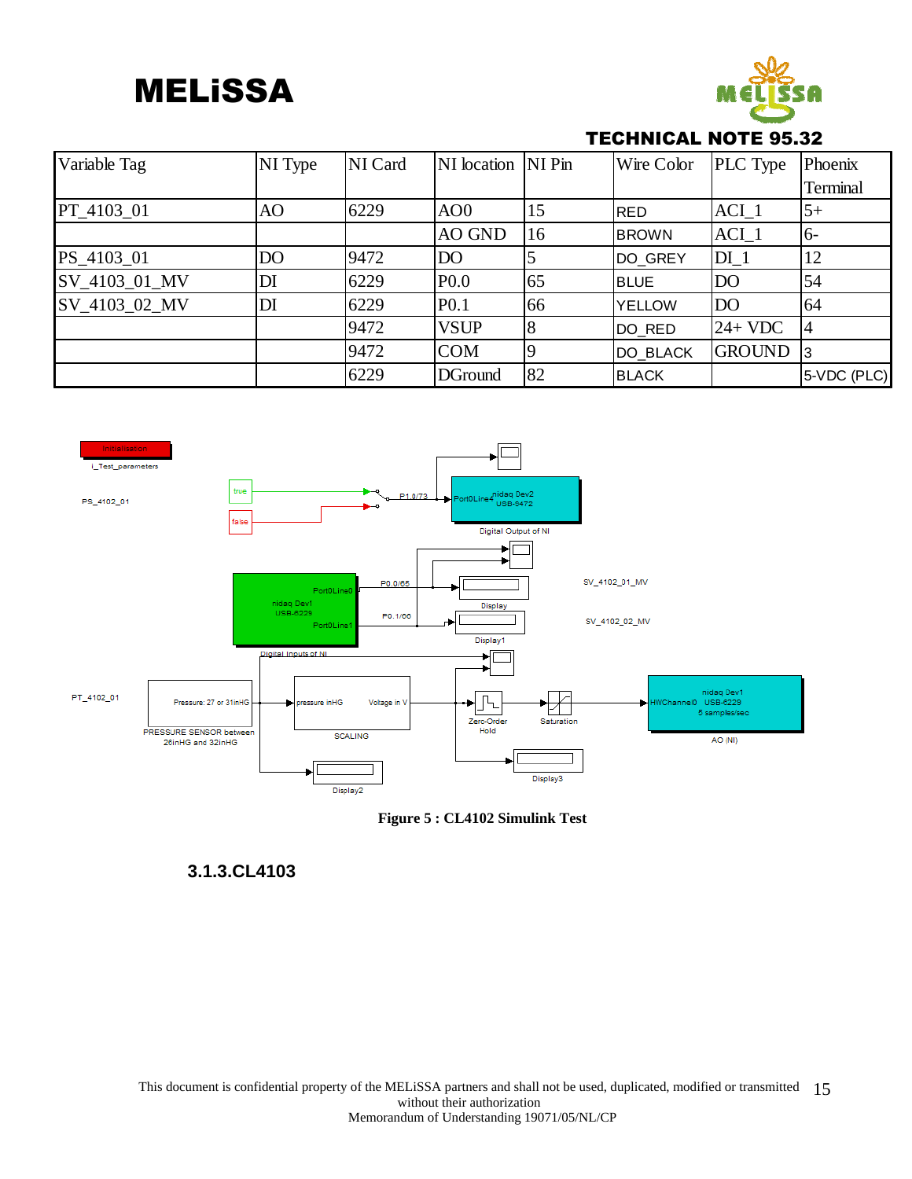| Variable Tag | NI Type | NI Card | NI location | NI Pin | Wire Color | PLC Type | Phoenix Terminal |
|---|---|---|---|---|---|---|---|
| PT_4103_01 | AO | 6229 | AO0 | 15 | RED | ACI_1 | 5+ |
| | | | AO GND | 16 | BROWN | ACI_1 | 6- |
| PS_4103_01 | DO | 9472 | DO | 5 | DO_GREY | DI_1 | 12 |
| SV_4103_01_MV | DI | 6229 | P0.0 | 65 | BLUE | DO | 54 |
| SV_4103_02_MV | DI | 6229 | P0.1 | 66 | YELLOW | DO | 64 |
| | | 9472 | VSUP | 8 | DO_RED | 24+ VDC | 4 |
| | | 9472 | COM | 9 | DO_BLACK | GROUND | 3 |
| | | 6229 | DGround | 82 | BLACK | | 5-VDC (PLC) |

**Figure 5 : CL4102 Simulink Test**

### 3.1.3.CL4103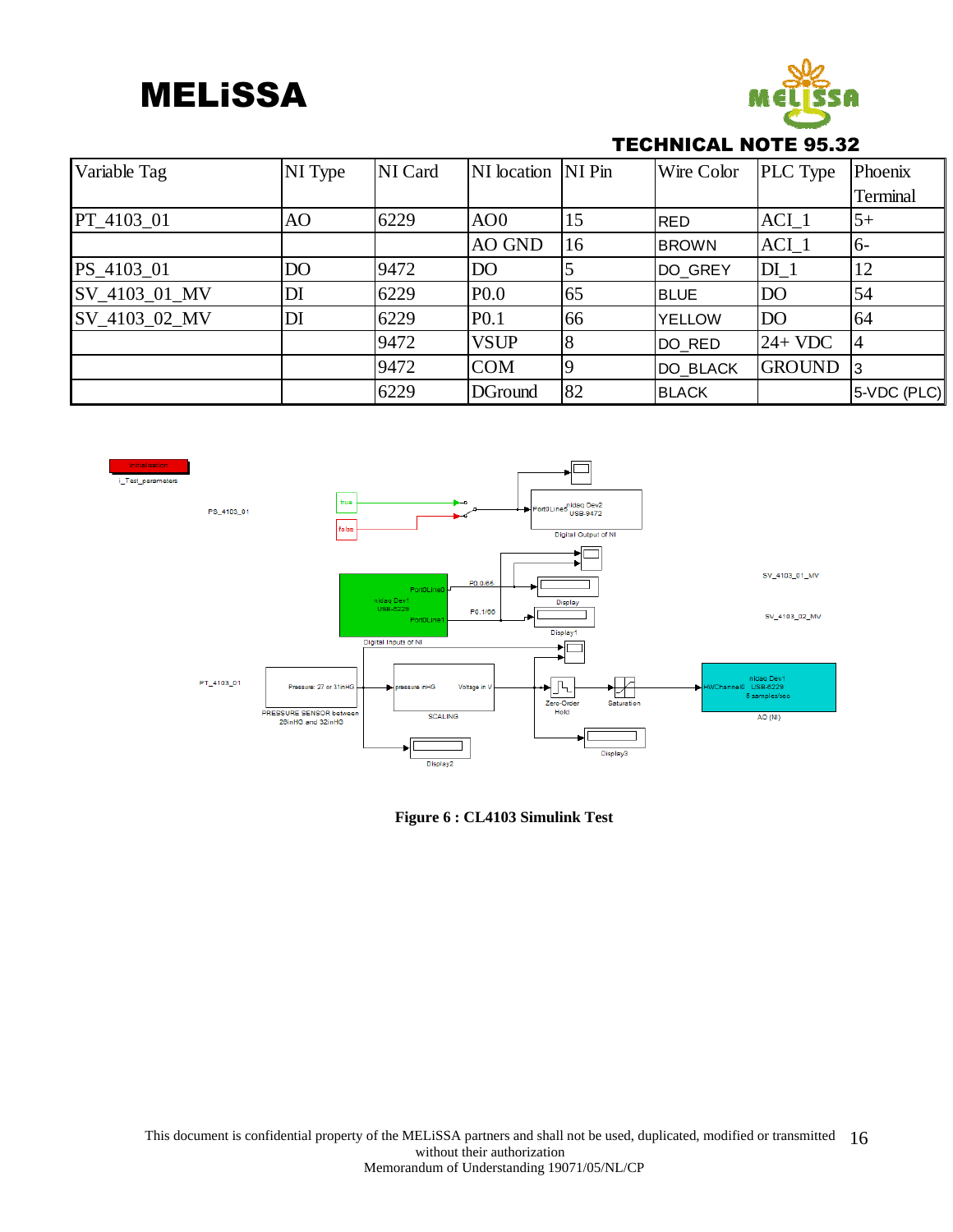| Variable Tag | NI Type | NI Card | NI location | NI Pin | Wire Color | PLC Type | Phoenix Terminal |
|---|---|---|---|---|---|---|---|
| PT_4103_01 | AO | 6229 | AO0 | 15 | RED | ACI_1 | 5+ |
| | | | AO GND | 16 | BROWN | ACI_1 | 6- |
| PS_4103_01 | DO | 9472 | DO | 5 | DO_GREY | DI_1 | 12 |
| SV_4103_01_MV | DI | 6229 | P0.0 | 65 | BLUE | DO | 54 |
| SV_4103_02_MV | DI | 6229 | P0.1 | 66 | YELLOW | DO | 64 |
| | | 9472 | VSUP | 8 | DO_RED | 24+ VDC | 4 |
| | | 9472 | COM | 9 | DO_BLACK | GROUND | 3 |
| | | 6229 | DGround | 82 | BLACK | | 5-VDC (PLC) |

**Figure 6 : CL4103 Simulink Test**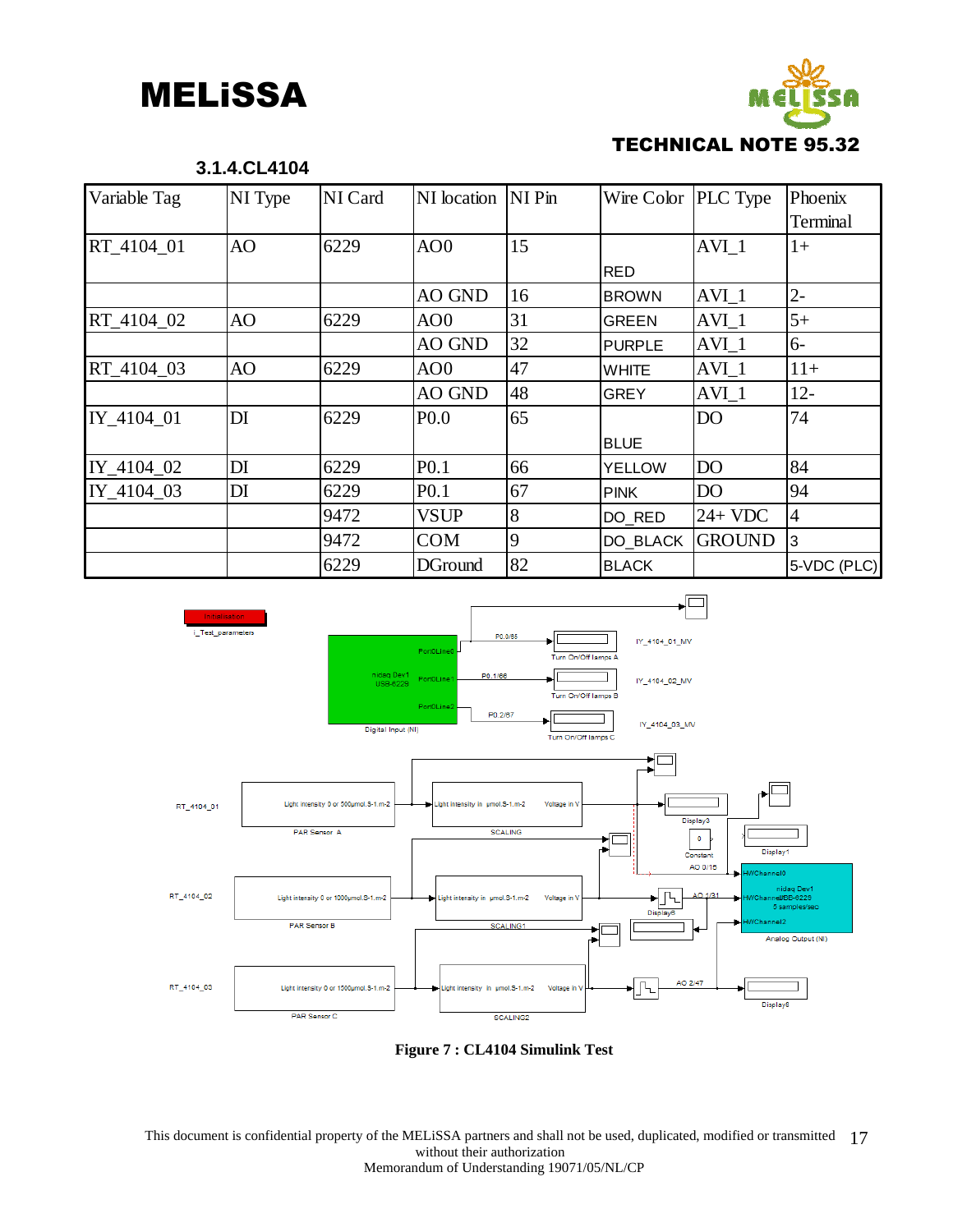### 3.1.4.CL4104

| Variable Tag | NI Type | NI Card | NI location | NI Pin | Wire Color | PLC Type | Phoenix Terminal |
|---|---|---|---|---|---|---|---|
| RT_4104_01 | AO | 6229 | AO0 | 15 | RED | AVI_1 | 1+ |
| | | | AO GND | 16 | BROWN | AVI_1 | 2- |
| RT_4104_02 | AO | 6229 | AO0 | 31 | GREEN | AVI_1 | 5+ |
| | | | AO GND | 32 | PURPLE | AVI_1 | 6- |
| RT_4104_03 | AO | 6229 | AO0 | 47 | WHITE | AVI_1 | 11+ |
| | | | AO GND | 48 | GREY | AVI_1 | 12- |
| IY_4104_01 | DI | 6229 | P0.0 | 65 | BLUE | DO | 74 |
| IY_4104_02 | DI | 6229 | P0.1 | 66 | YELLOW | DO | 84 |
| IY_4104_03 | DI | 6229 | P0.1 | 67 | PINK | DO | 94 |
| | | 9472 | VSUP | 8 | DO_RED | 24+ VDC | 4 |
| | | 9472 | COM | 9 | DO_BLACK | GROUND | 3 |
| | | 6229 | DGround | 82 | BLACK | | 5-VDC (PLC) |

**Figure 7 : CL4104 Simulink Test**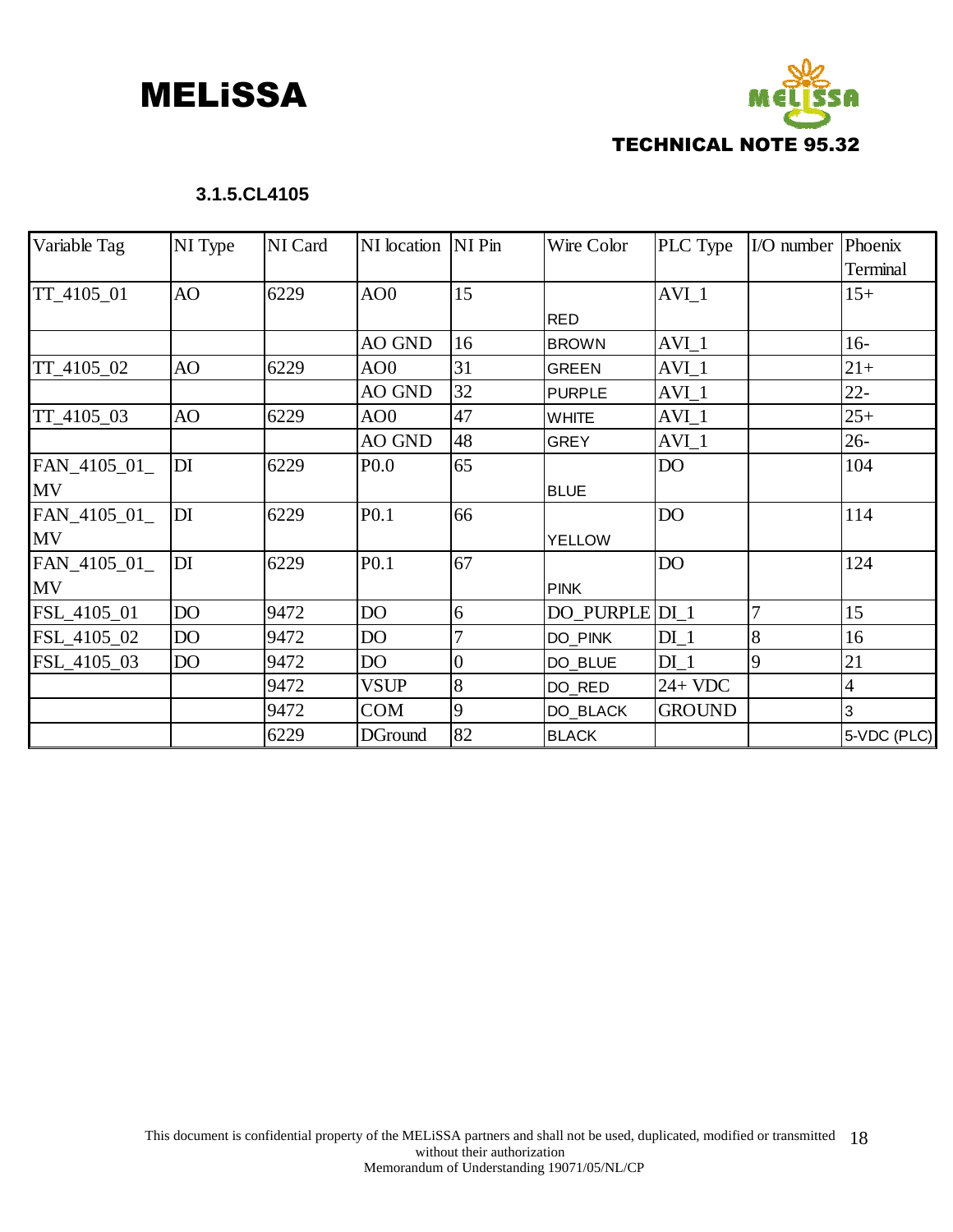### 3.1.5.CL4105

| Variable Tag | NI Type | NI Card | NI location | NI Pin | Wire Color | PLC Type | I/O number | Phoenix Terminal |
|---|---|---|---|---|---|---|---|---|
| TT_4105_01 | AO | 6229 | AO0 | 15 | RED | AVI_1 | | 15+ |
| | | | AO GND | 16 | BROWN | AVI_1 | | 16- |
| TT_4105_02 | AO | 6229 | AO0 | 31 | GREEN | AVI_1 | | 21+ |
| | | | AO GND | 32 | PURPLE | AVI_1 | | 22- |
| TT_4105_03 | AO | 6229 | AO0 | 47 | WHITE | AVI_1 | | 25+ |
| | | | AO GND | 48 | GREY | AVI_1 | | 26- |
| FAN_4105_01_MV | DI | 6229 | P0.0 | 65 | BLUE | DO | | 104 |
| FAN_4105_01_MV | DI | 6229 | P0.1 | 66 | YELLOW | DO | | 114 |
| FAN_4105_01_MV | DI | 6229 | P0.1 | 67 | PINK | DO | | 124 |
| FSL_4105_01 | DO | 9472 | DO | 6 | DO_PURPLE | DI_1 | 7 | 15 |
| FSL_4105_02 | DO | 9472 | DO | 7 | DO_PINK | DI_1 | 8 | 16 |
| FSL_4105_03 | DO | 9472 | DO | 0 | DO_BLUE | DI_1 | 9 | 21 |
| | | 9472 | VSUP | 8 | DO_RED | 24+ VDC | | 4 |
| | | 9472 | COM | 9 | DO_BLACK | GROUND | | 3 |
| | | 6229 | DGround | 82 | BLACK | | | 5-VDC (PLC) |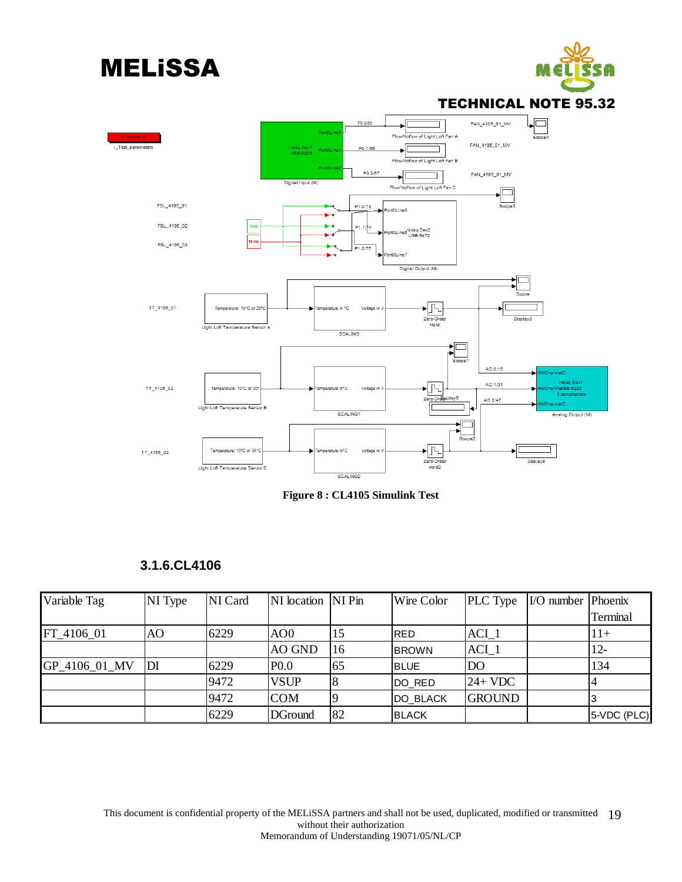Figure 8 : CL4105 Simulink Test

### 3.1.6.CL4106

| Variable Tag | NI Type | NI Card | NI location | NI Pin | Wire Color | PLC Type | I/O number | Phoenix Terminal |
|---|---|---|---|---|---|---|---|---|
| FT_4106_01 | AO | 6229 | AO0 | 15 | RED | ACI_1 | | 11+ |
| | | | AO GND | 16 | BROWN | ACI_1 | | 12- |
| GP_4106_01_MV | DI | 6229 | P0.0 | 65 | BLUE | DO | | 134 |
| | | 9472 | VSUP | 8 | DO_RED | 24+ VDC | | 4 |
| | | 9472 | COM | 9 | DO_BLACK | GROUND | | 3 |
| | | 6229 | DGround | 82 | BLACK | | | 5-VDC (PLC) |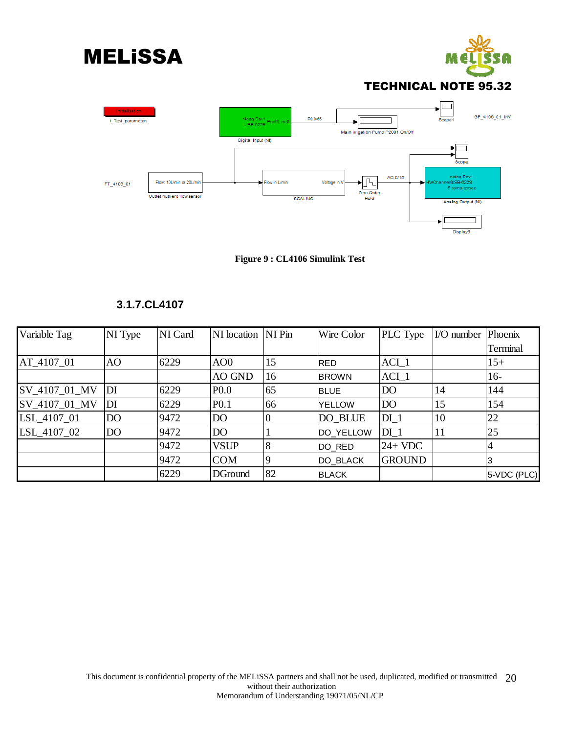Figure 9 : CL4106 Simulink Test

### 3.1.7.CL4107

| Variable Tag | NI Type | NI Card | NI location | NI Pin | Wire Color | PLC Type | I/O number | Phoenix Terminal |
|---|---|---|---|---|---|---|---|---|
| AT_4107_01 | AO | 6229 | AO0 | 15 | RED | ACI_1 | | 15+ |
| | | | AO GND | 16 | BROWN | ACI_1 | | 16- |
| SV_4107_01_MV | DI | 6229 | P0.0 | 65 | BLUE | DO | 14 | 144 |
| SV_4107_01_MV | DI | 6229 | P0.1 | 66 | YELLOW | DO | 15 | 154 |
| LSL_4107_01 | DO | 9472 | DO | 0 | DO_BLUE | DI_1 | 10 | 22 |
| LSL_4107_02 | DO | 9472 | DO | 1 | DO_YELLOW | DI_1 | 11 | 25 |
| | | 9472 | VSUP | 8 | DO_RED | 24+ VDC | | 4 |
| | | 9472 | COM | 9 | DO_BLACK | GROUND | | 3 |
| | | 6229 | DGround | 82 | BLACK | | | 5-VDC (PLC) |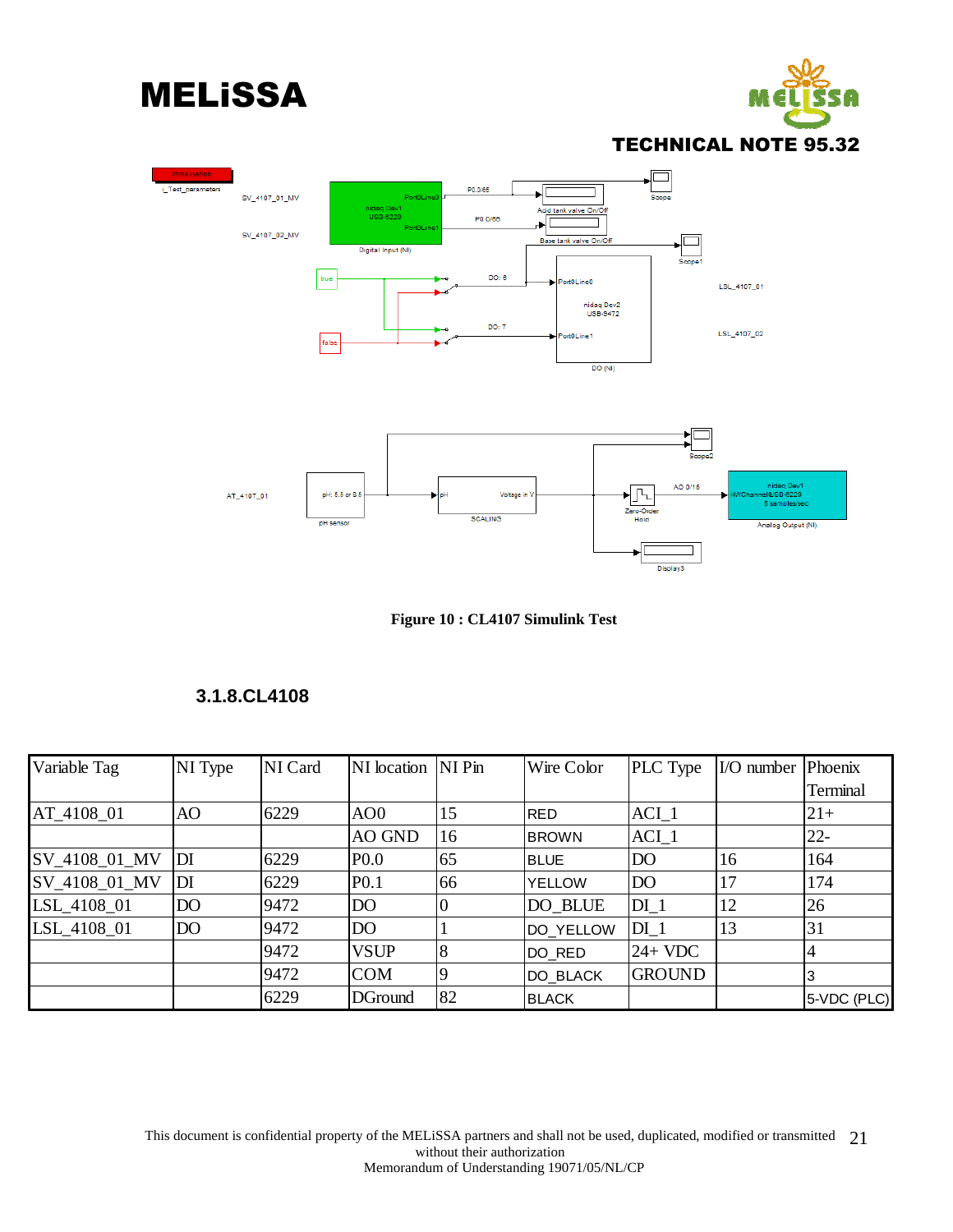Figure 10 : CL4107 Simulink Test

### 3.1.8.CL4108

| Variable Tag | NI Type | NI Card | NI location | NI Pin | Wire Color | PLC Type | I/O number | Phoenix Terminal |
|---|---|---|---|---|---|---|---|---|
| AT_4108_01 | AO | 6229 | AO0 | 15 | RED | ACI_1 | | 21+ |
| | | | AO GND | 16 | BROWN | ACI_1 | | 22- |
| SV_4108_01_MV | DI | 6229 | P0.0 | 65 | BLUE | DO | 16 | 164 |
| SV_4108_01_MV | DI | 6229 | P0.1 | 66 | YELLOW | DO | 17 | 174 |
| LSL_4108_01 | DO | 9472 | DO | 0 | DO_BLUE | DI_1 | 12 | 26 |
| LSL_4108_01 | DO | 9472 | DO | 1 | DO_YELLOW | DI_1 | 13 | 31 |
| | | 9472 | VSUP | 8 | DO_RED | 24+ VDC | | 4 |
| | | 9472 | COM | 9 | DO_BLACK | GROUND | | 3 |
| | | 6229 | DGround | 82 | BLACK | | | 5-VDC (PLC) |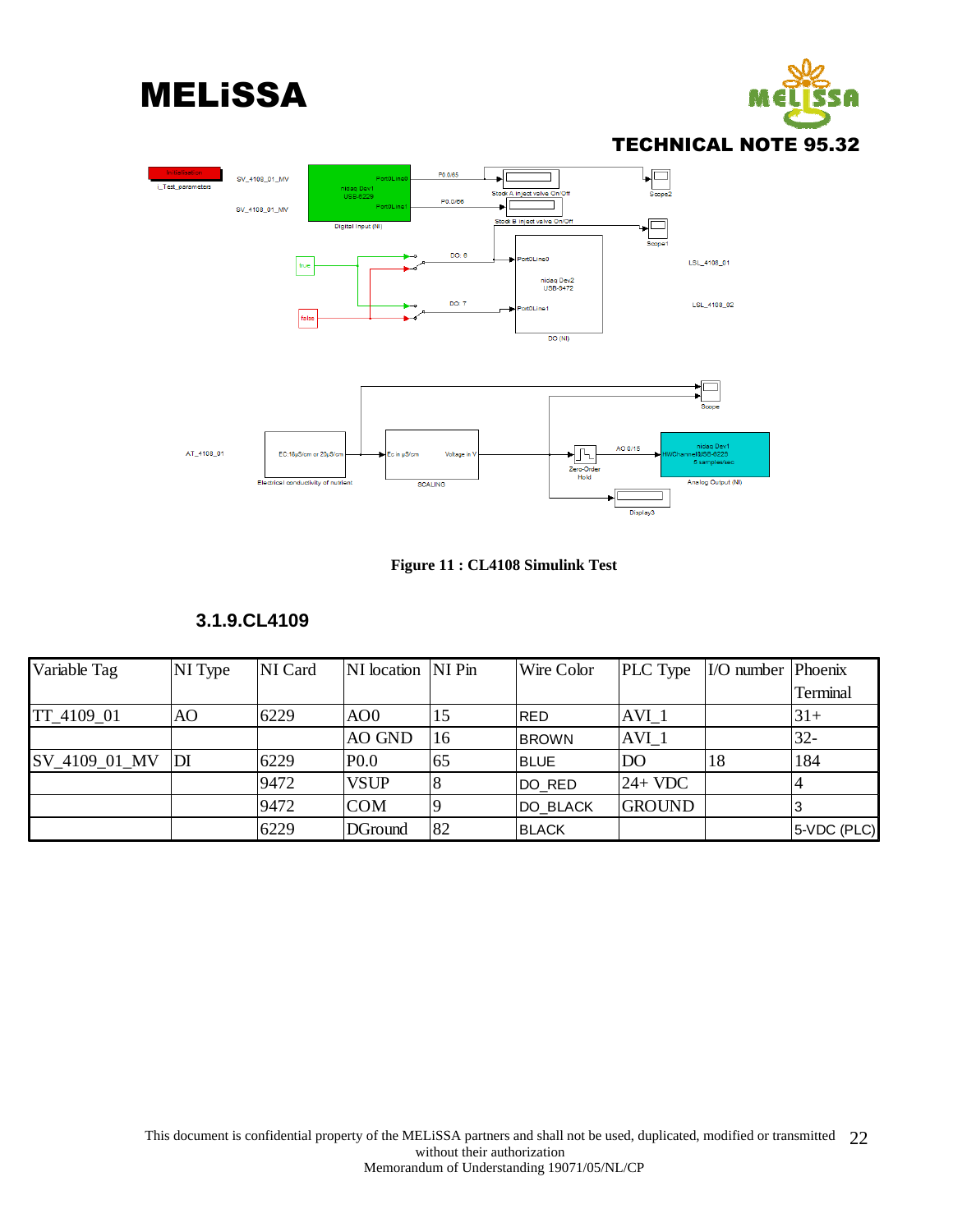Figure 11 : CL4108 Simulink Test

### 3.1.9.CL4109

| Variable Tag | NI Type | NI Card | NI location | NI Pin | Wire Color | PLC Type | I/O number | Phoenix Terminal |
|---|---|---|---|---|---|---|---|---|
| TT_4109_01 | AO | 6229 | AO0 | 15 | RED | AVI_1 | | 31+ |
| | | | AO GND | 16 | BROWN | AVI_1 | | 32- |
| SV_4109_01_MV | DI | 6229 | P0.0 | 65 | BLUE | DO | 18 | 184 |
| | | 9472 | VSUP | 8 | DO_RED | 24+ VDC | | 4 |
| | | 9472 | COM | 9 | DO_BLACK | GROUND | | 3 |
| | | 6229 | DGround | 82 | BLACK | | | 5-VDC (PLC) |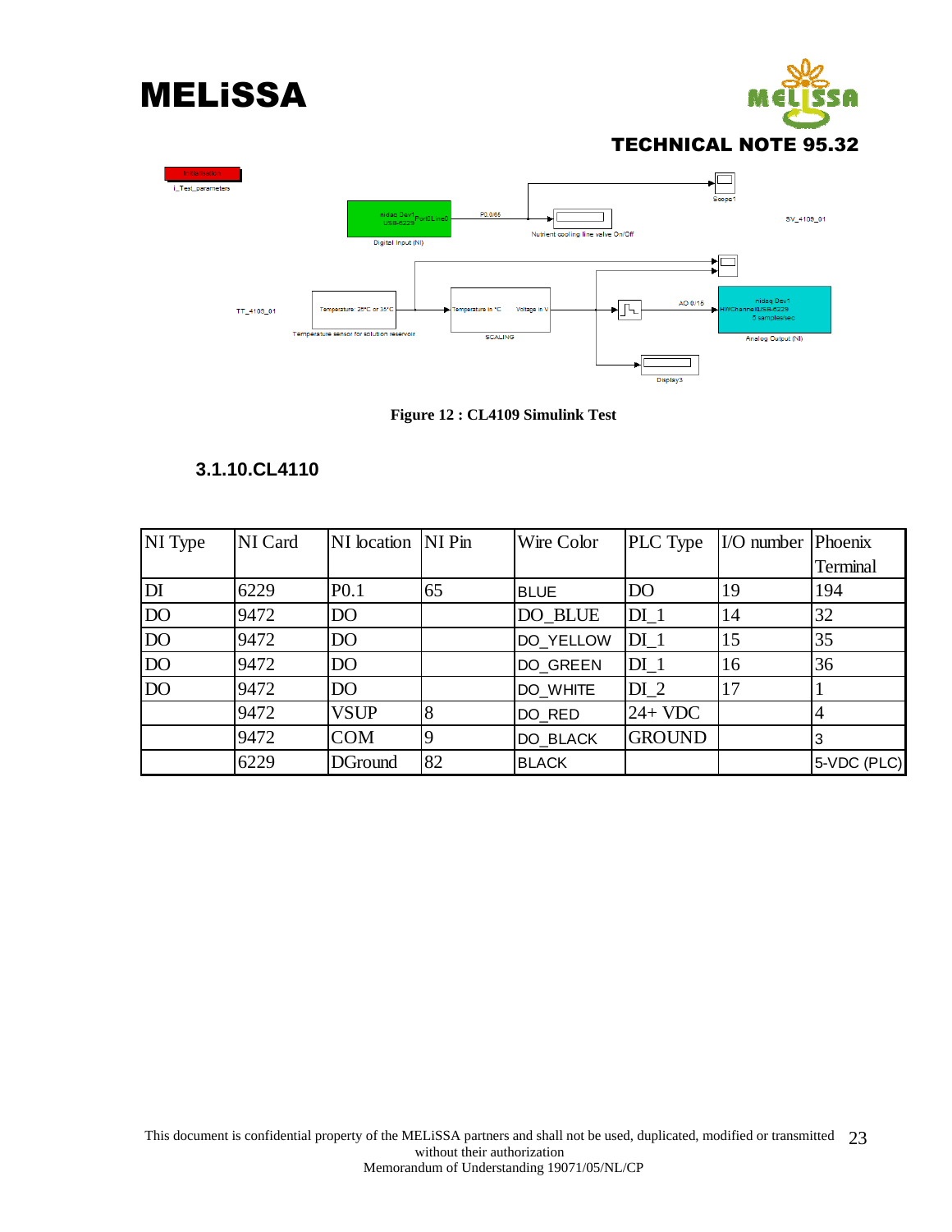Figure 12 : CL4109 Simulink Test

### 3.1.10.CL4110

| NI Type | NI Card | NI location | NI Pin | Wire Color | PLC Type | I/O number | Phoenix Terminal |
|---|---|---|---|---|---|---|---|
| DI | 6229 | P0.1 | 65 | BLUE | DO | 19 | 194 |
| DO | 9472 | DO | | DO_BLUE | DI_1 | 14 | 32 |
| DO | 9472 | DO | | DO_YELLOW | DI_1 | 15 | 35 |
| DO | 9472 | DO | | DO_GREEN | DI_1 | 16 | 36 |
| DO | 9472 | DO | | DO_WHITE | DI_2 | 17 | 1 |
| | 9472 | VSUP | 8 | DO_RED | 24+ VDC | | 4 |
| | 9472 | COM | 9 | DO_BLACK | GROUND | | 3 |
| | 6229 | DGround | 82 | BLACK | | | 5-VDC (PLC) |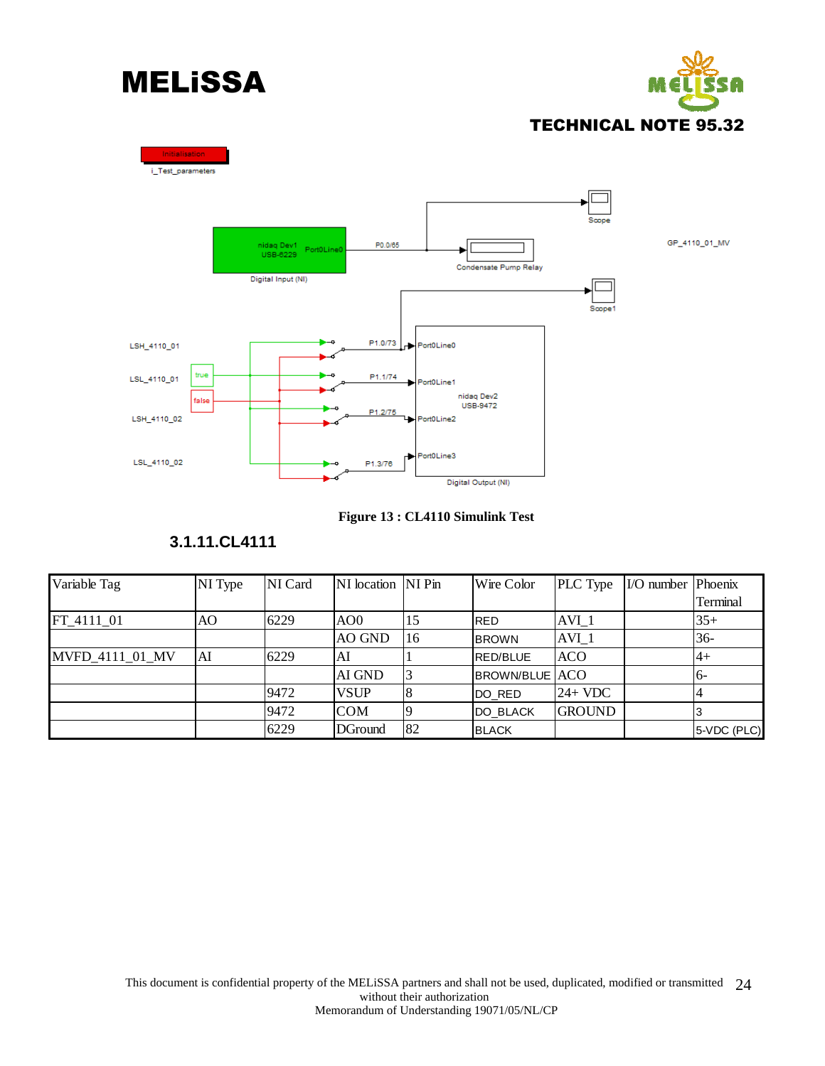Figure 13 : CL4110 Simulink Test

### 3.1.11.CL4111

| Variable Tag | NI Type | NI Card | NI location | NI Pin | Wire Color | PLC Type | I/O number | Phoenix Terminal |
|---|---|---|---|---|---|---|---|---|
| FT_4111_01 | AO | 6229 | AO0 | 15 | RED | AVI_1 | | 35+ |
| | | | AO GND | 16 | BROWN | AVI_1 | | 36- |
| MVFD_4111_01_MV | AI | 6229 | AI | 1 | RED/BLUE | ACO | | 4+ |
| | | | AI GND | 3 | BROWN/BLUE | ACO | | 6- |
| | | 9472 | VSUP | 8 | DO_RED | 24+ VDC | | 4 |
| | | 9472 | COM | 9 | DO_BLACK | GROUND | | 3 |
| | | 6229 | DGround | 82 | BLACK | | | 5-VDC (PLC) |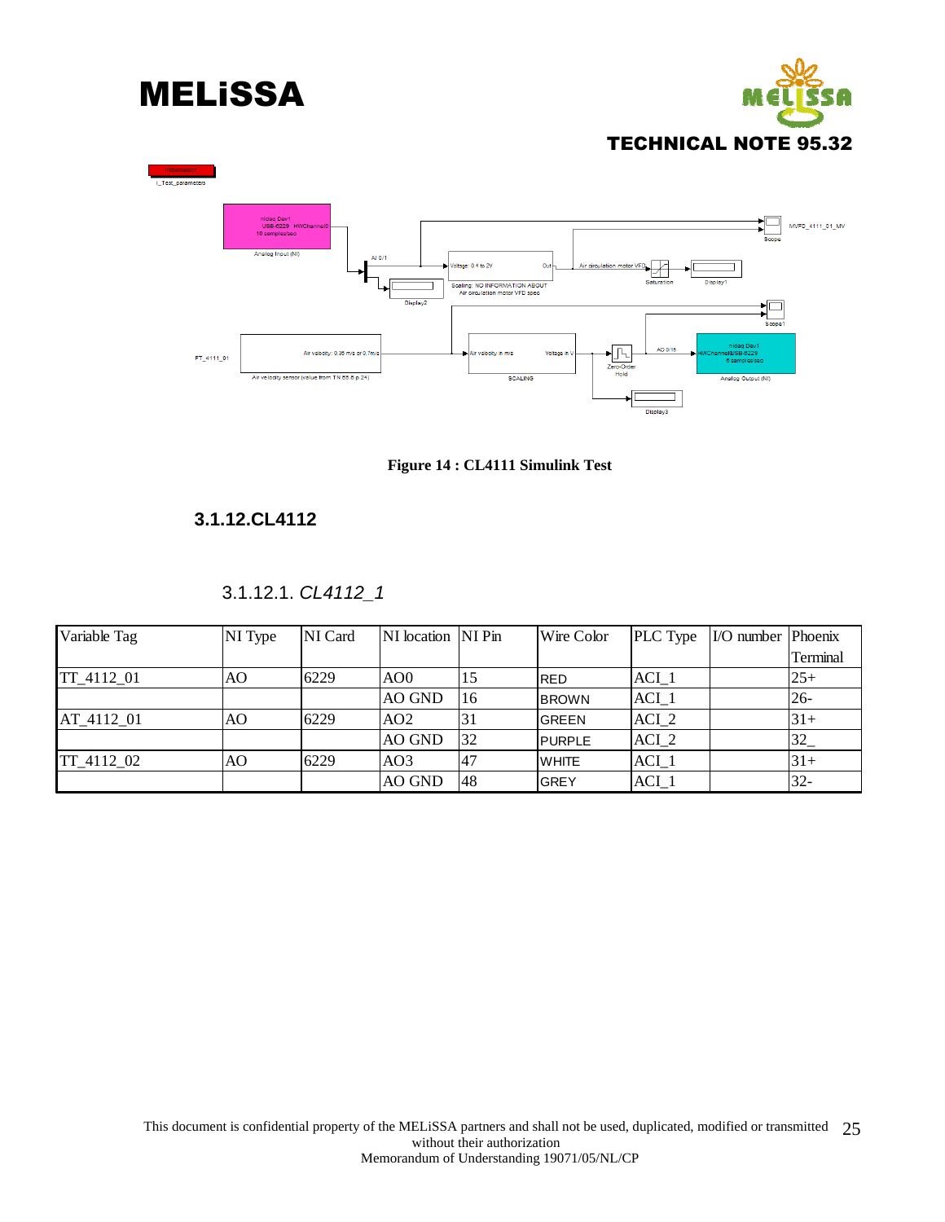Figure 14 : CL4111 Simulink Test

### 3.1.12. CL4112

#### 3.1.12.1. *CL4112_1*

| Variable Tag | NI Type | NI Card | NI location | NI Pin | Wire Color | PLC Type | I/O number | Phoenix Terminal |
|---|---|---|---|---|---|---|---|---|
| TT_4112_01 | AO | 6229 | AO0 | 15 | RED | ACI_1 | | 25+ |
| | | | AO GND | 16 | BROWN | ACI_1 | | 26- |
| AT_4112_01 | AO | 6229 | AO2 | 31 | GREEN | ACI_2 | | 31+ |
| | | | AO GND | 32 | PURPLE | ACI_2 | | 32_ |
| TT_4112_02 | AO | 6229 | AO3 | 47 | WHITE | ACI_1 | | 31+ |
| | | | AO GND | 48 | GREY | ACI_1 | | 32- |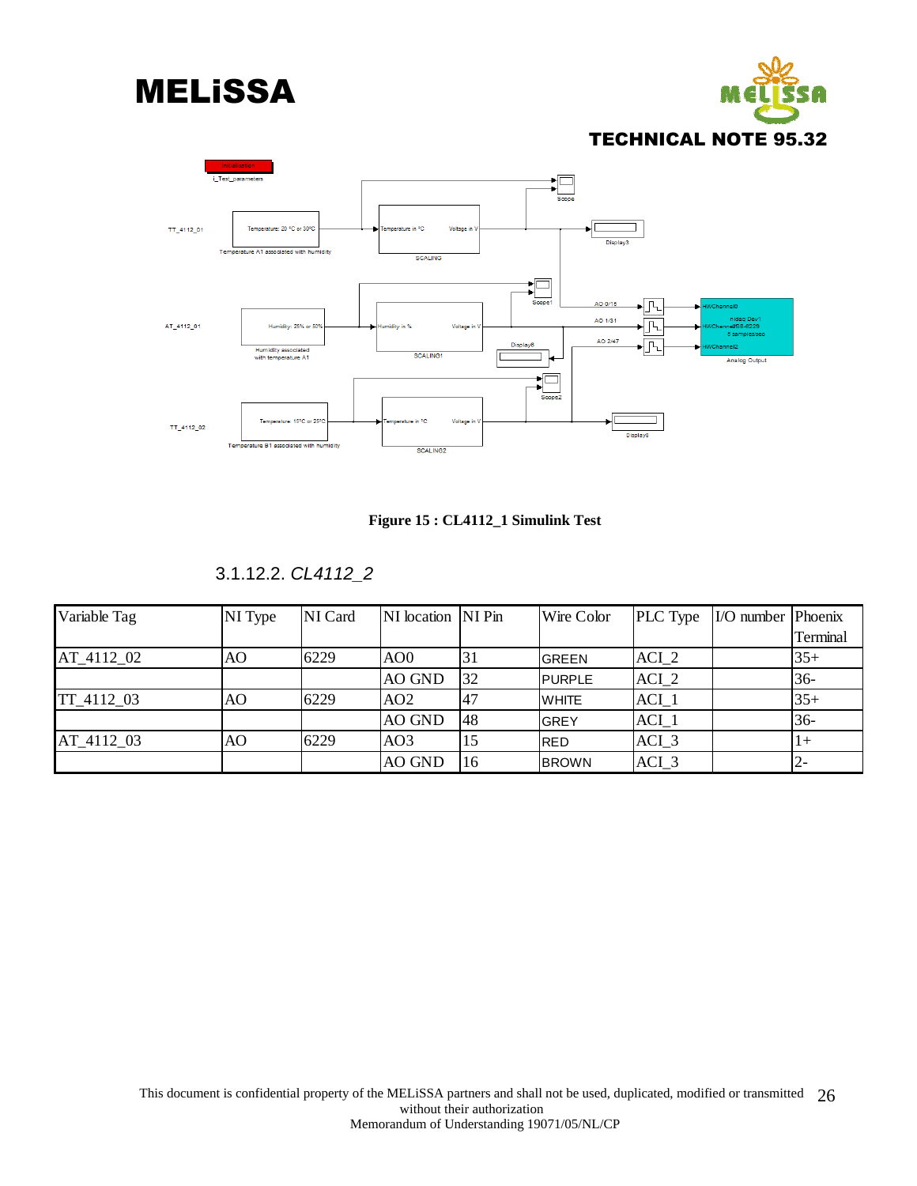Figure 15 : CL4112_1 Simulink Test

#### 3.1.12.2. *CL4112_2*

| Variable Tag | NI Type | NI Card | NI location | NI Pin | Wire Color | PLC Type | I/O number | Phoenix Terminal |
|---|---|---|---|---|---|---|---|---|
| AT_4112_02 | AO | 6229 | AO0 | 31 | GREEN | ACI_2 | | 35+ |
| | | | AO GND | 32 | PURPLE | ACI_2 | | 36- |
| TT_4112_03 | AO | 6229 | AO2 | 47 | WHITE | ACI_1 | | 35+ |
| | | | AO GND | 48 | GREY | ACI_1 | | 36- |
| AT_4112_03 | AO | 6229 | AO3 | 15 | RED | ACI_3 | | 1+ |
| | | | AO GND | 16 | BROWN | ACI_3 | | 2- |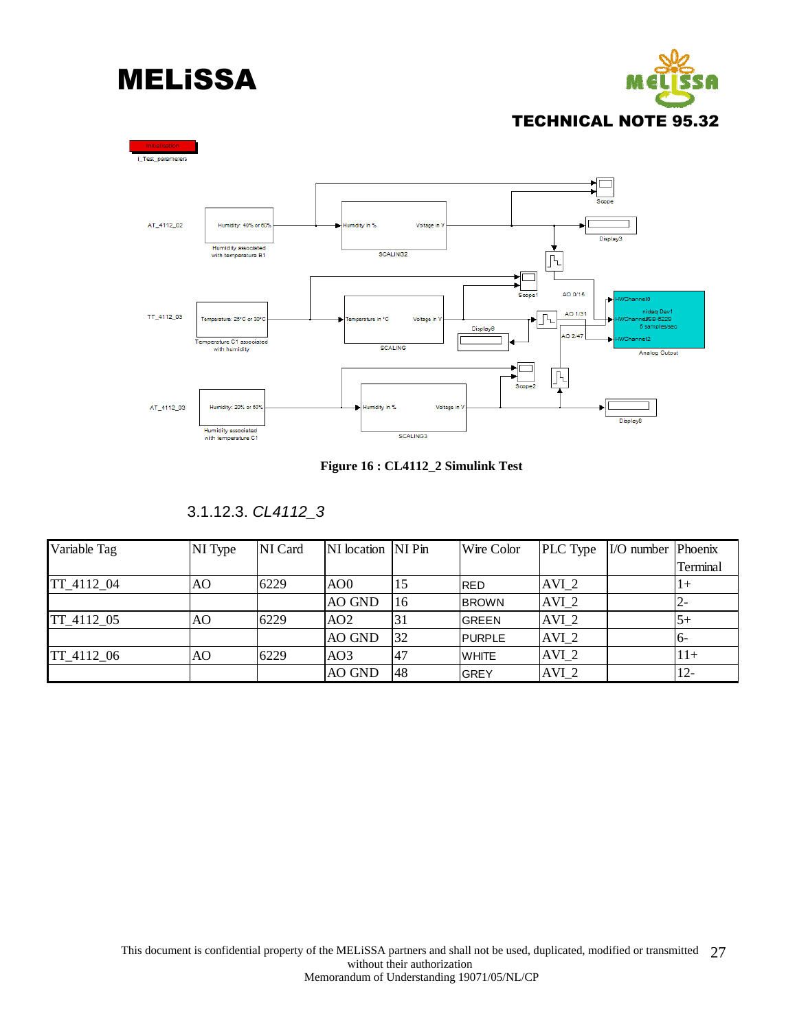Figure 16 : CL4112_2 Simulink Test

### 3.1.12.3. *CL4112_3*

| Variable Tag | NI Type | NI Card | NI location | NI Pin | Wire Color | PLC Type | I/O number | Phoenix Terminal |
|---|---|---|---|---|---|---|---|---|
| TT_4112_04 | AO | 6229 | AO0 | 15 | RED | AVI_2 | | 1+ |
| | | | AO GND | 16 | BROWN | AVI_2 | | 2- |
| TT_4112_05 | AO | 6229 | AO2 | 31 | GREEN | AVI_2 | | 5+ |
| | | | AO GND | 32 | PURPLE | AVI_2 | | 6- |
| TT_4112_06 | AO | 6229 | AO3 | 47 | WHITE | AVI_2 | | 11+ |
| | | | AO GND | 48 | GREY | AVI_2 | | 12- |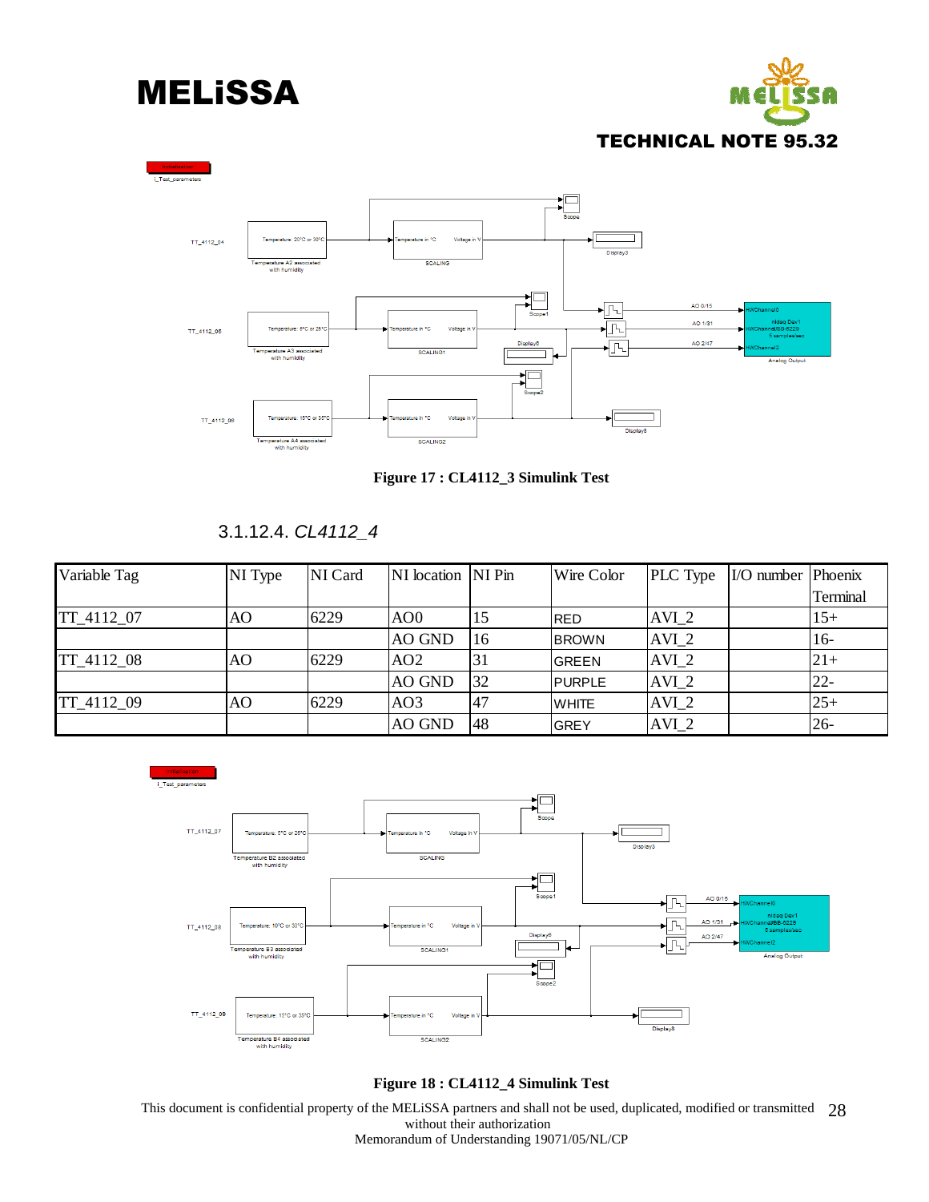Figure 17 : CL4112_3 Simulink Test

### 3.1.12.4. *CL4112_4*

| Variable Tag | NI Type | NI Card | NI location | NI Pin | Wire Color | PLC Type | I/O number | Phoenix Terminal |
|---|---|---|---|---|---|---|---|---|
| TT_4112_07 | AO | 6229 | AO0 | 15 | RED | AVI_2 | | 15+ |
| | | | AO GND | 16 | BROWN | AVI_2 | | 16- |
| TT_4112_08 | AO | 6229 | AO2 | 31 | GREEN | AVI_2 | | 21+ |
| | | | AO GND | 32 | PURPLE | AVI_2 | | 22- |
| TT_4112_09 | AO | 6229 | AO3 | 47 | WHITE | AVI_2 | | 25+ |
| | | | AO GND | 48 | GREY | AVI_2 | | 26- |

Figure 18 : CL4112_4 Simulink Test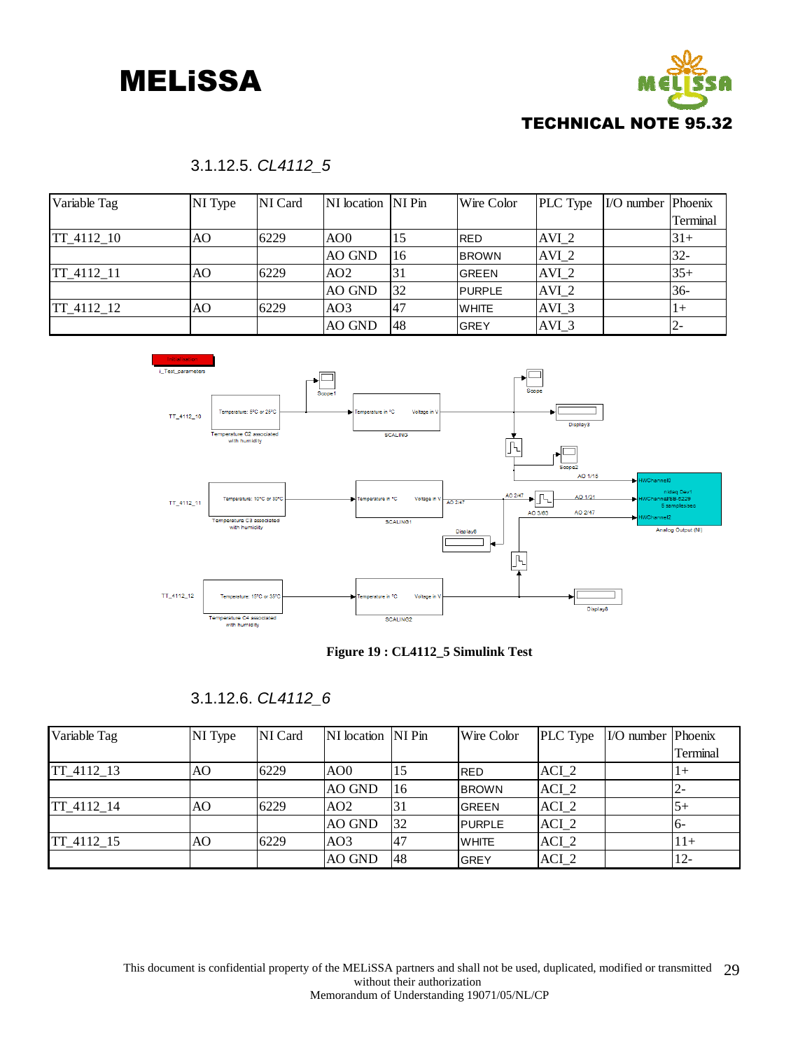#### 3.1.12.5. *CL4112_5*

| Variable Tag | NI Type | NI Card | NI location | NI Pin | Wire Color | PLC Type | I/O number | Phoenix Terminal |
|---|---|---|---|---|---|---|---|---|
| TT_4112_10 | AO | 6229 | AO0 | 15 | RED | AVI_2 | | 31+ |
| | | | AO GND | 16 | BROWN | AVI_2 | | 32- |
| TT_4112_11 | AO | 6229 | AO2 | 31 | GREEN | AVI_2 | | 35+ |
| | | | AO GND | 32 | PURPLE | AVI_2 | | 36- |
| TT_4112_12 | AO | 6229 | AO3 | 47 | WHITE | AVI_3 | | 1+ |
| | | | AO GND | 48 | GREY | AVI_3 | | 2- |

**Figure 19 : CL4112_5 Simulink Test**

#### 3.1.12.6. *CL4112_6*

| Variable Tag | NI Type | NI Card | NI location | NI Pin | Wire Color | PLC Type | I/O number | Phoenix Terminal |
|---|---|---|---|---|---|---|---|---|
| TT_4112_13 | AO | 6229 | AO0 | 15 | RED | ACI_2 | | 1+ |
| | | | AO GND | 16 | BROWN | ACI_2 | | 2- |
| TT_4112_14 | AO | 6229 | AO2 | 31 | GREEN | ACI_2 | | 5+ |
| | | | AO GND | 32 | PURPLE | ACI_2 | | 6- |
| TT_4112_15 | AO | 6229 | AO3 | 47 | WHITE | ACI_2 | | 11+ |
| | | | AO GND | 48 | GREY | ACI_2 | | 12- |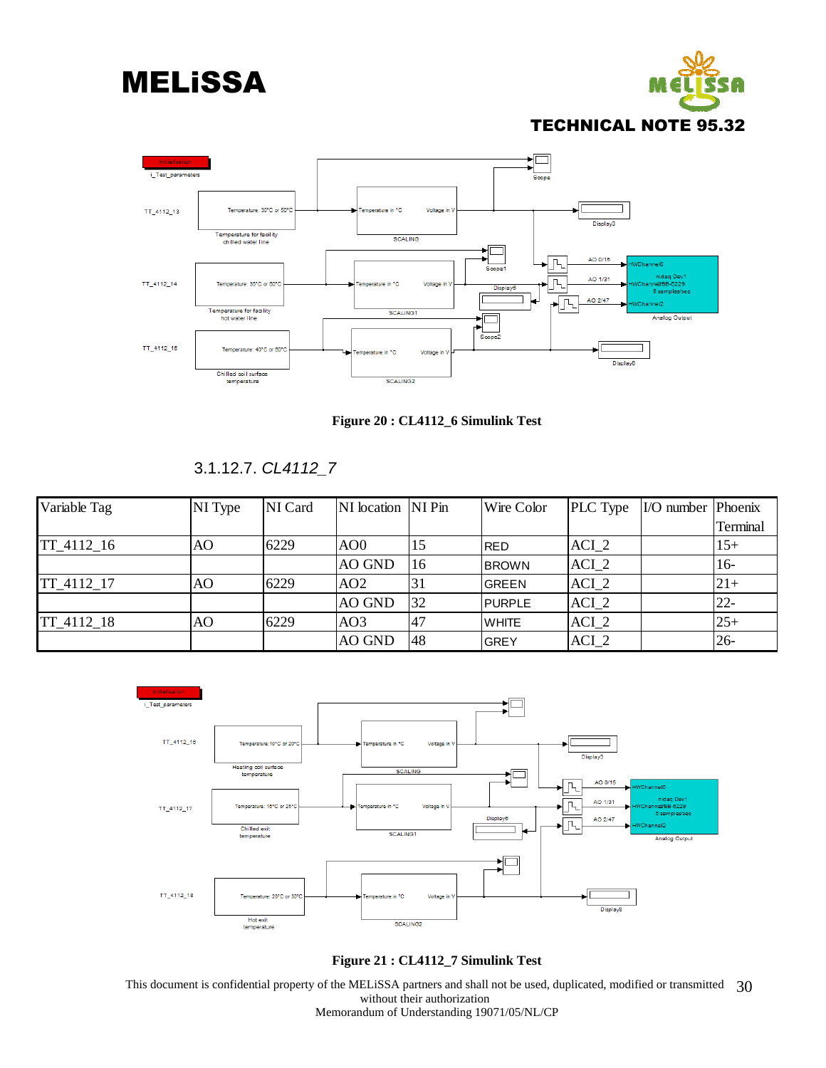Figure 20 : CL4112_6 Simulink Test

### 3.1.12.7. *CL4112_7*

| Variable Tag | NI Type | NI Card | NI location | NI Pin | Wire Color | PLC Type | I/O number | Phoenix Terminal |
|---|---|---|---|---|---|---|---|---|
| TT_4112_16 | AO | 6229 | AO0 | 15 | RED | ACI_2 | | 15+ |
| | | | AO GND | 16 | BROWN | ACI_2 | | 16- |
| TT_4112_17 | AO | 6229 | AO2 | 31 | GREEN | ACI_2 | | 21+ |
| | | | AO GND | 32 | PURPLE | ACI_2 | | 22- |
| TT_4112_18 | AO | 6229 | AO3 | 47 | WHITE | ACI_2 | | 25+ |
| | | | AO GND | 48 | GREY | ACI_2 | | 26- |

Figure 21 : CL4112_7 Simulink Test

This document is confidential property of the MELiSSA partners and shall not be used, duplicated, modified or transmitted without their authorization
Memorandum of Understanding 19071/05/NL/CP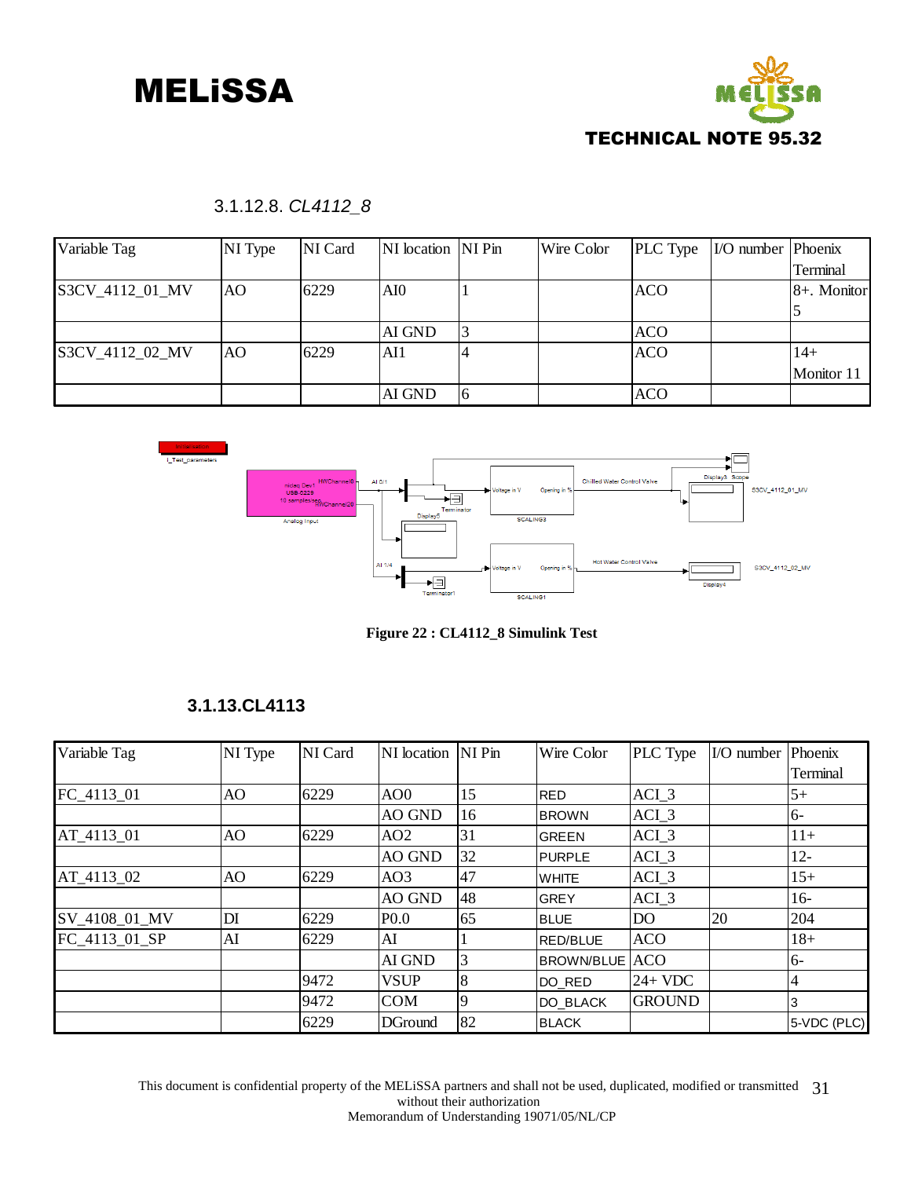### 3.1.12.8. *CL4112_8*

| Variable Tag | NI Type | NI Card | NI location | NI Pin | Wire Color | PLC Type | I/O number | Phoenix Terminal |
|---|---|---|---|---|---|---|---|---|
| S3CV_4112_01_MV | AO | 6229 | AI0 | 1 | | ACO | | 8+. Monitor 5 |
| | | | AI GND | 3 | | ACO | | |
| S3CV_4112_02_MV | AO | 6229 | AI1 | 4 | | ACO | | 14+ Monitor 11 |
| | | | AI GND | 6 | | ACO | | |

**Figure 22 : CL4112_8 Simulink Test**

### 3.1.13. CL4113

| Variable Tag | NI Type | NI Card | NI location | NI Pin | Wire Color | PLC Type | I/O number | Phoenix Terminal |
|---|---|---|---|---|---|---|---|---|
| FC_4113_01 | AO | 6229 | AO0 | 15 | RED | ACI_3 | | 5+ |
| | | | AO GND | 16 | BROWN | ACI_3 | | 6- |
| AT_4113_01 | AO | 6229 | AO2 | 31 | GREEN | ACI_3 | | 11+ |
| | | | AO GND | 32 | PURPLE | ACI_3 | | 12- |
| AT_4113_02 | AO | 6229 | AO3 | 47 | WHITE | ACI_3 | | 15+ |
| | | | AO GND | 48 | GREY | ACI_3 | | 16- |
| SV_4108_01_MV | DI | 6229 | P0.0 | 65 | BLUE | DO | 20 | 204 |
| FC_4113_01_SP | AI | 6229 | AI | 1 | RED/BLUE | ACO | | 18+ |
| | | | AI GND | 3 | BROWN/BLUE | ACO | | 6- |
| | | 9472 | VSUP | 8 | DO_RED | 24+ VDC | | 4 |
| | | 9472 | COM | 9 | DO_BLACK | GROUND | | 3 |
| | | 6229 | DGround | 82 | BLACK | | | 5-VDC (PLC) |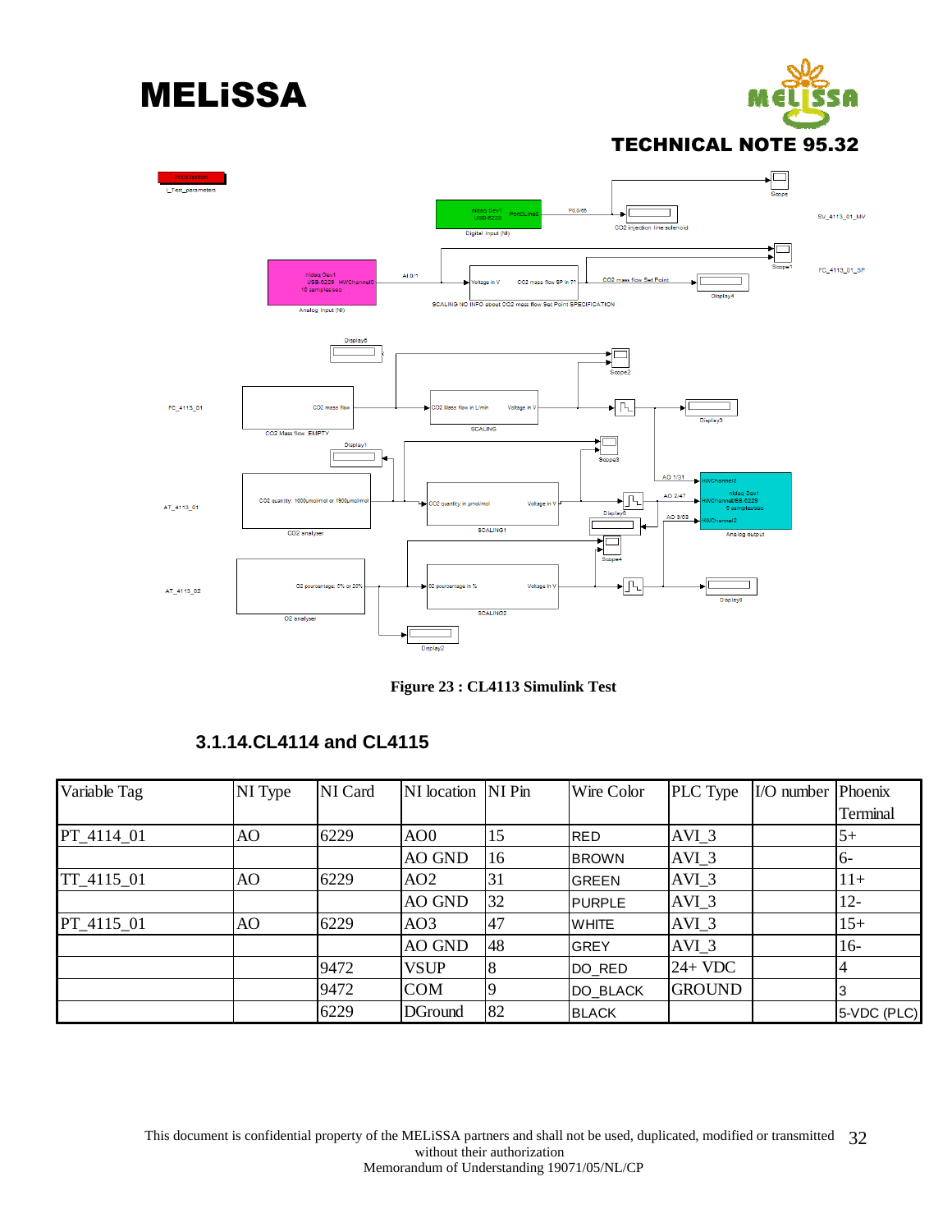Figure 23 : CL4113 Simulink Test

### 3.1.14. CL4114 and CL4115

| Variable Tag | NI Type | NI Card | NI location | NI Pin | Wire Color | PLC Type | I/O number | Phoenix Terminal |
|---|---|---|---|---|---|---|---|---|
| PT_4114_01 | AO | 6229 | AO0 | 15 | RED | AVI_3 | | 5+ |
| | | | AO GND | 16 | BROWN | AVI_3 | | 6- |
| TT_4115_01 | AO | 6229 | AO2 | 31 | GREEN | AVI_3 | | 11+ |
| | | | AO GND | 32 | PURPLE | AVI_3 | | 12- |
| PT_4115_01 | AO | 6229 | AO3 | 47 | WHITE | AVI_3 | | 15+ |
| | | | AO GND | 48 | GREY | AVI_3 | | 16- |
| | | 9472 | VSUP | 8 | DO_RED | 24+ VDC | | 4 |
| | | 9472 | COM | 9 | DO_BLACK | GROUND | | 3 |
| | | 6229 | DGround | 82 | BLACK | | | 5-VDC (PLC) |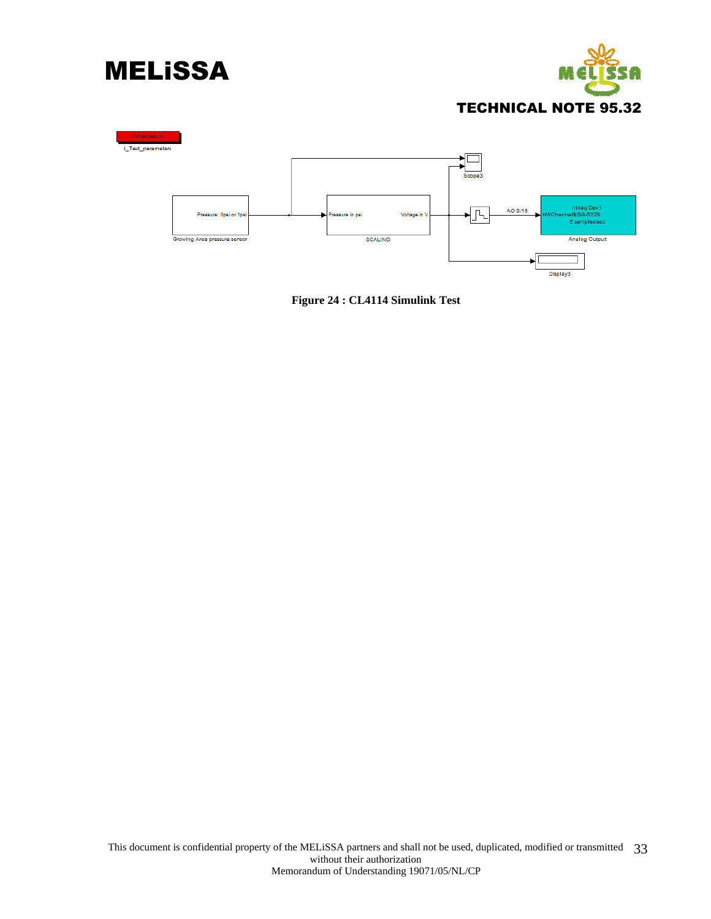Initialisation

i_Test_parameters

Pressure: 0psi or 1psi

Growing Area pressure sensor

Pressure in psi

Voltage in V

SCALING

Scope3

AO 0/15

nidaq Dev1
HWChannelUSB-6229
5 samples/sec

Analog Output

Display3

**Figure 24 : CL4114 Simulink Test**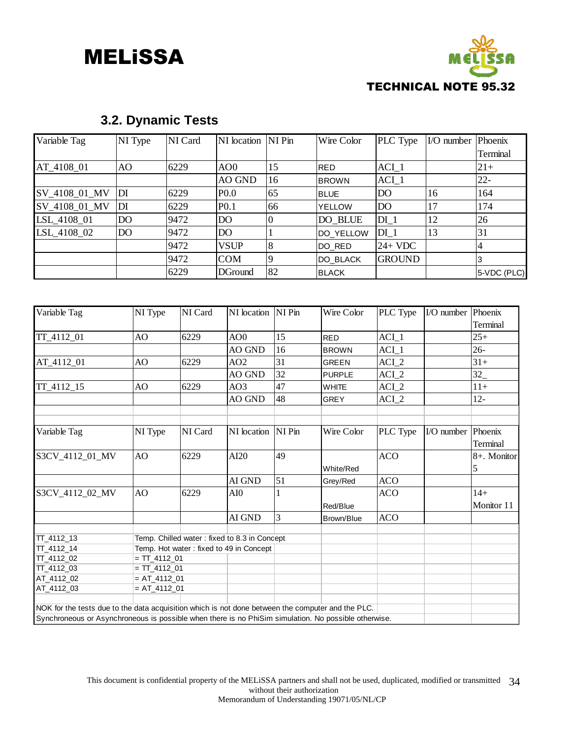### 3.2. Dynamic Tests

| Variable Tag | NI Type | NI Card | NI location | NI Pin | Wire Color | PLC Type | I/O number | Phoenix Terminal |
|---|---|---|---|---|---|---|---|---|
| AT_4108_01 | AO | 6229 | AO0 | 15 | RED | ACI_1 | | 21+ |
| | | | AO GND | 16 | BROWN | ACI_1 | | 22- |
| SV_4108_01_MV | DI | 6229 | P0.0 | 65 | BLUE | DO | 16 | 164 |
| SV_4108_01_MV | DI | 6229 | P0.1 | 66 | YELLOW | DO | 17 | 174 |
| LSL_4108_01 | DO | 9472 | DO | 0 | DO_BLUE | DI_1 | 12 | 26 |
| LSL_4108_02 | DO | 9472 | DO | 1 | DO_YELLOW | DI_1 | 13 | 31 |
| | | 9472 | VSUP | 8 | DO_RED | 24+ VDC | | 4 |
| | | 9472 | COM | 9 | DO_BLACK | GROUND | | 3 |
| | | 6229 | DGround | 82 | BLACK | | | 5-VDC (PLC) |

| Variable Tag | NI Type | NI Card | NI location | NI Pin | Wire Color | PLC Type | I/O number | Phoenix Terminal |
|---|---|---|---|---|---|---|---|---|
| TT_4112_01 | AO | 6229 | AO0 | 15 | RED | ACI_1 | | 25+ |
| | | | AO GND | 16 | BROWN | ACI_1 | | 26- |
| AT_4112_01 | AO | 6229 | AO2 | 31 | GREEN | ACI_2 | | 31+ |
| | | | AO GND | 32 | PURPLE | ACI_2 | | 32_ |
| TT_4112_15 | AO | 6229 | AO3 | 47 | WHITE | ACI_2 | | 11+ |
| | | | AO GND | 48 | GREY | ACI_2 | | 12- |
| | | | | | | | | |
| Variable Tag | NI Type | NI Card | NI location | NI Pin | Wire Color | PLC Type | I/O number | Phoenix Terminal |
| S3CV_4112_01_MV | AO | 6229 | AI20 | 49 | White/Red | ACO | | 8+. Monitor 5 |
| | | | AI GND | 51 | Grey/Red | ACO | | |
| S3CV_4112_02_MV | AO | 6229 | AI0 | 1 | Red/Blue | ACO | | 14+ Monitor 11 |
| | | | AI GND | 3 | Brown/Blue | ACO | | |
| | | | | | | | | |
| TT_4112_13 | Temp. Chilled water : fixed to 8.3 in Concept | | | | | | | |
| TT_4112_14 | Temp. Hot water : fixed to 49 in Concept | | | | | | | |
| TT_4112_02 | = TT_4112_01 | | | | | | | |
| TT_4112_03 | = TT_4112_01 | | | | | | | |
| AT_4112_02 | = AT_4112_01 | | | | | | | |
| AT_4112_03 | = AT_4112_01 | | | | | | | |
| | | | | | | | | |
| NOK for the tests due to the data acquisition which is not done between the computer and the PLC. | | | | | | | | |
| Synchroneous or Asynchroneous is possible when there is no PhiSim simulation. No possible otherwise. | | | | | | | | |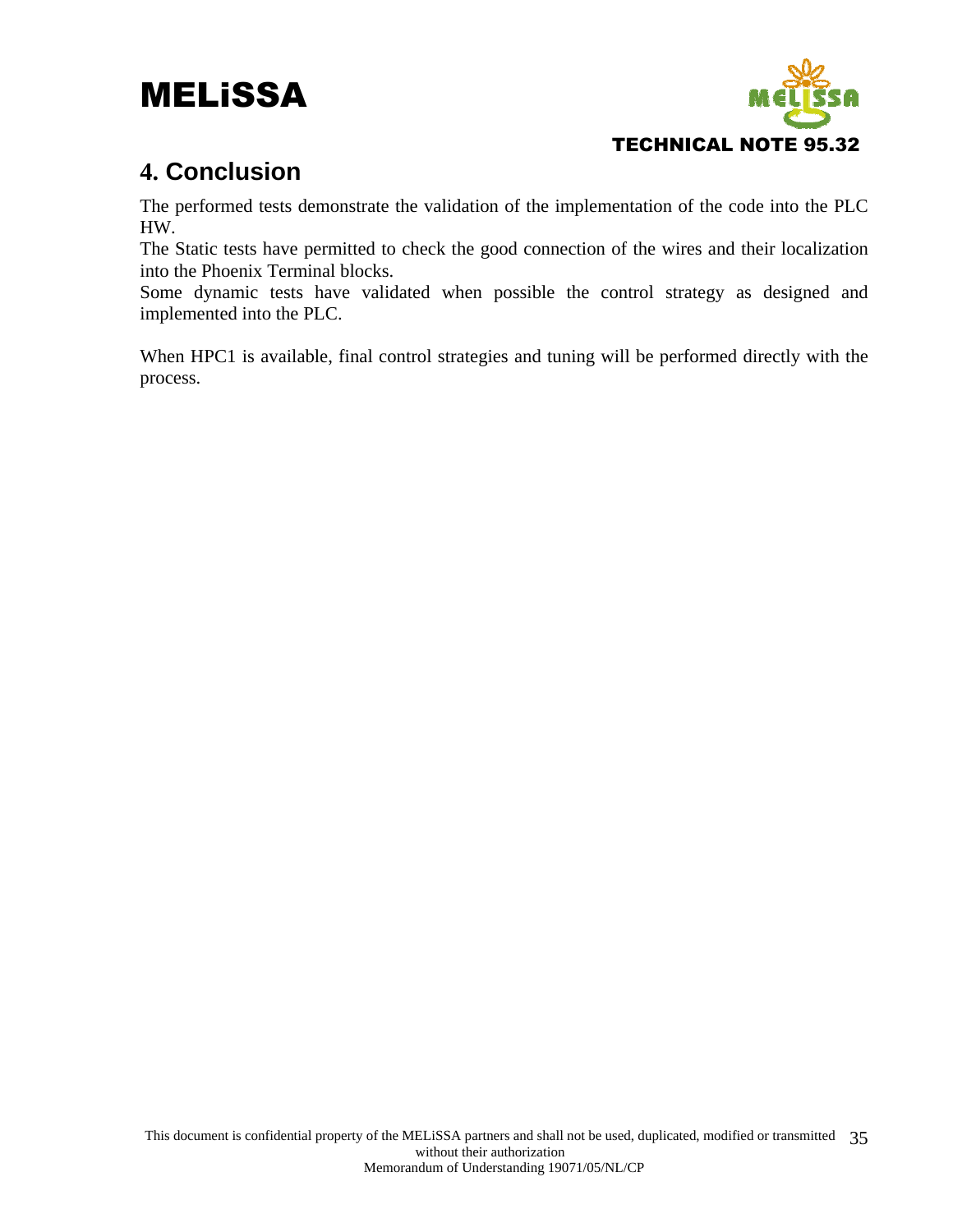## 4. Conclusion

The performed tests demonstrate the validation of the implementation of the code into the PLC HW.
The Static tests have permitted to check the good connection of the wires and their localization into the Phoenix Terminal blocks.
Some dynamic tests have validated when possible the control strategy as designed and implemented into the PLC.

When HPC1 is available, final control strategies and tuning will be performed directly with the process.